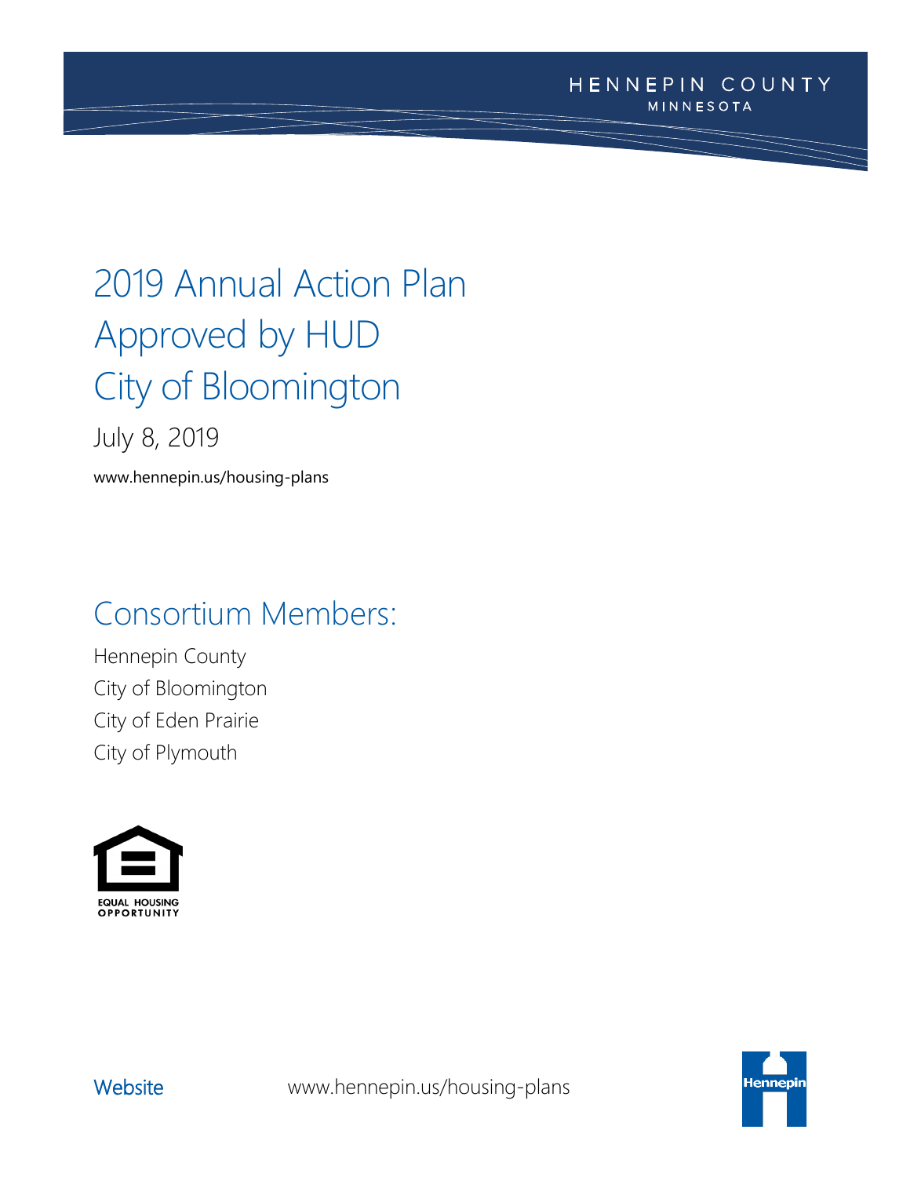HENNEPIN COUNTY
MINNESOTA

# 2019 Annual Action Plan Approved by HUD City of Bloomington

July 8, 2019

www.hennepin.us/housing-plans

## Consortium Members:

Hennepin County
City of Bloomington
City of Eden Prairie
City of Plymouth

EQUAL HOUSING OPPORTUNITY

Website www.hennepin.us/housing-plans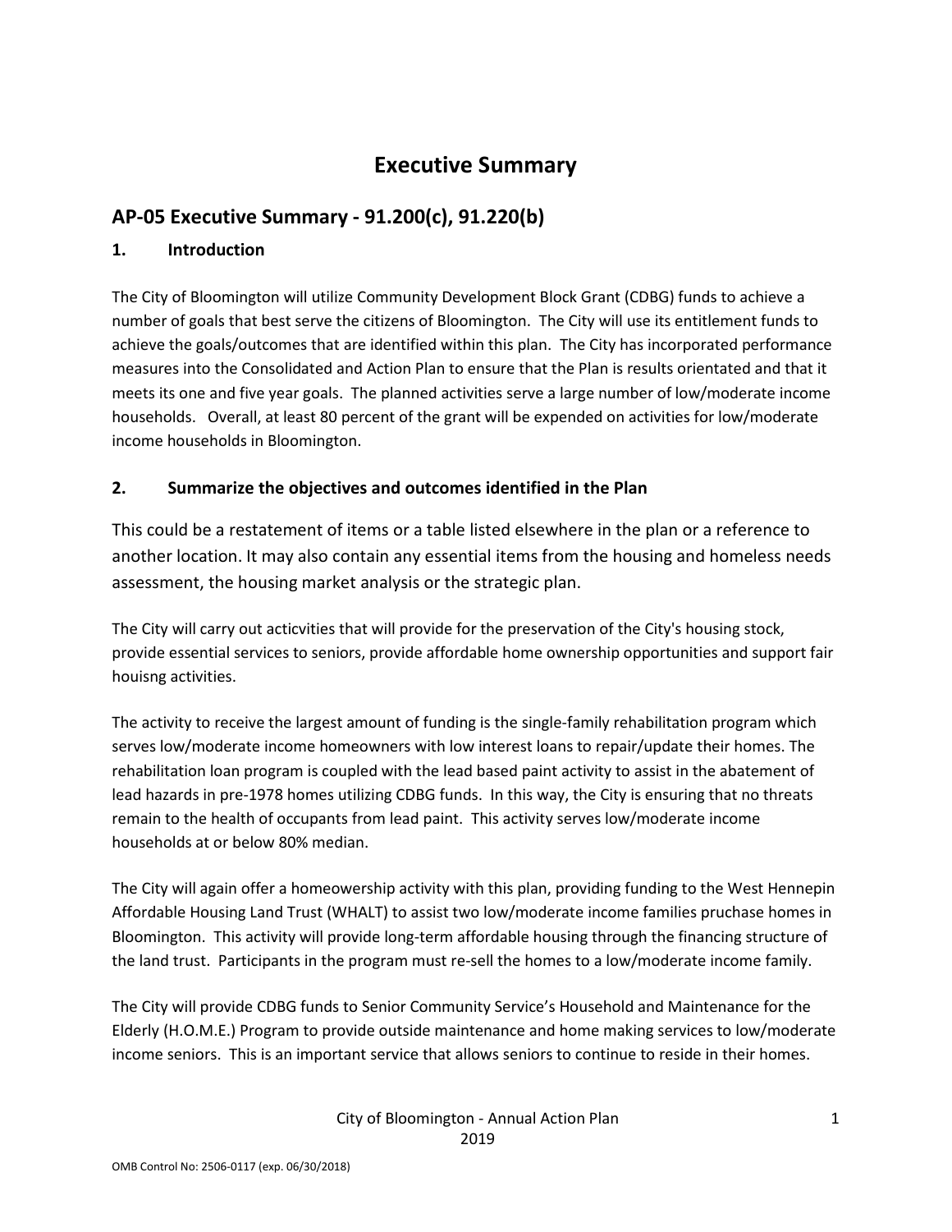# Executive Summary

## AP-05 Executive Summary - 91.200(c), 91.220(b)

### 1. Introduction

The City of Bloomington will utilize Community Development Block Grant (CDBG) funds to achieve a number of goals that best serve the citizens of Bloomington. The City will use its entitlement funds to achieve the goals/outcomes that are identified within this plan. The City has incorporated performance measures into the Consolidated and Action Plan to ensure that the Plan is results orientated and that it meets its one and five year goals. The planned activities serve a large number of low/moderate income households. Overall, at least 80 percent of the grant will be expended on activities for low/moderate income households in Bloomington.

### 2. Summarize the objectives and outcomes identified in the Plan

This could be a restatement of items or a table listed elsewhere in the plan or a reference to another location. It may also contain any essential items from the housing and homeless needs assessment, the housing market analysis or the strategic plan.

The City will carry out acticvities that will provide for the preservation of the City's housing stock, provide essential services to seniors, provide affordable home ownership opportunities and support fair houisng activities.

The activity to receive the largest amount of funding is the single-family rehabilitation program which serves low/moderate income homeowners with low interest loans to repair/update their homes. The rehabilitation loan program is coupled with the lead based paint activity to assist in the abatement of lead hazards in pre-1978 homes utilizing CDBG funds. In this way, the City is ensuring that no threats remain to the health of occupants from lead paint. This activity serves low/moderate income households at or below 80% median.

The City will again offer a homeowership activity with this plan, providing funding to the West Hennepin Affordable Housing Land Trust (WHALT) to assist two low/moderate income families pruchase homes in Bloomington. This activity will provide long-term affordable housing through the financing structure of the land trust. Participants in the program must re-sell the homes to a low/moderate income family.

The City will provide CDBG funds to Senior Community Service's Household and Maintenance for the Elderly (H.O.M.E.) Program to provide outside maintenance and home making services to low/moderate income seniors. This is an important service that allows seniors to continue to reside in their homes.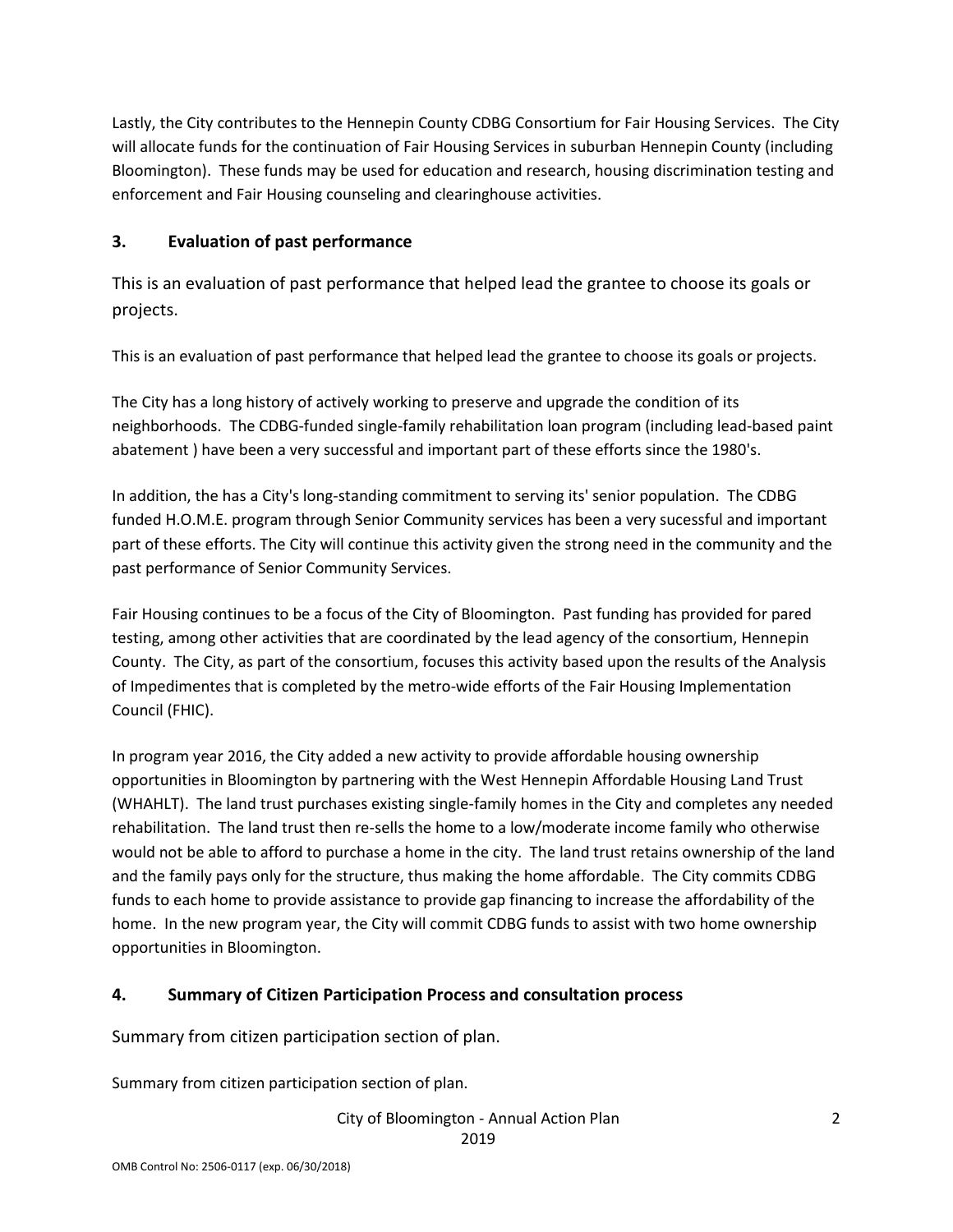Lastly, the City contributes to the Hennepin County CDBG Consortium for Fair Housing Services. The City will allocate funds for the continuation of Fair Housing Services in suburban Hennepin County (including Bloomington). These funds may be used for education and research, housing discrimination testing and enforcement and Fair Housing counseling and clearinghouse activities.

## 3. Evaluation of past performance

This is an evaluation of past performance that helped lead the grantee to choose its goals or projects.

This is an evaluation of past performance that helped lead the grantee to choose its goals or projects.

The City has a long history of actively working to preserve and upgrade the condition of its neighborhoods. The CDBG-funded single-family rehabilitation loan program (including lead-based paint abatement ) have been a very successful and important part of these efforts since the 1980's.

In addition, the has a City's long-standing commitment to serving its' senior population. The CDBG funded H.O.M.E. program through Senior Community services has been a very sucessful and important part of these efforts. The City will continue this activity given the strong need in the community and the past performance of Senior Community Services.

Fair Housing continues to be a focus of the City of Bloomington. Past funding has provided for pared testing, among other activities that are coordinated by the lead agency of the consortium, Hennepin County. The City, as part of the consortium, focuses this activity based upon the results of the Analysis of Impedimentes that is completed by the metro-wide efforts of the Fair Housing Implementation Council (FHIC).

In program year 2016, the City added a new activity to provide affordable housing ownership opportunities in Bloomington by partnering with the West Hennepin Affordable Housing Land Trust (WHAHLT). The land trust purchases existing single-family homes in the City and completes any needed rehabilitation. The land trust then re-sells the home to a low/moderate income family who otherwise would not be able to afford to purchase a home in the city. The land trust retains ownership of the land and the family pays only for the structure, thus making the home affordable. The City commits CDBG funds to each home to provide assistance to provide gap financing to increase the affordability of the home. In the new program year, the City will commit CDBG funds to assist with two home ownership opportunities in Bloomington.

## 4. Summary of Citizen Participation Process and consultation process

Summary from citizen participation section of plan.

Summary from citizen participation section of plan.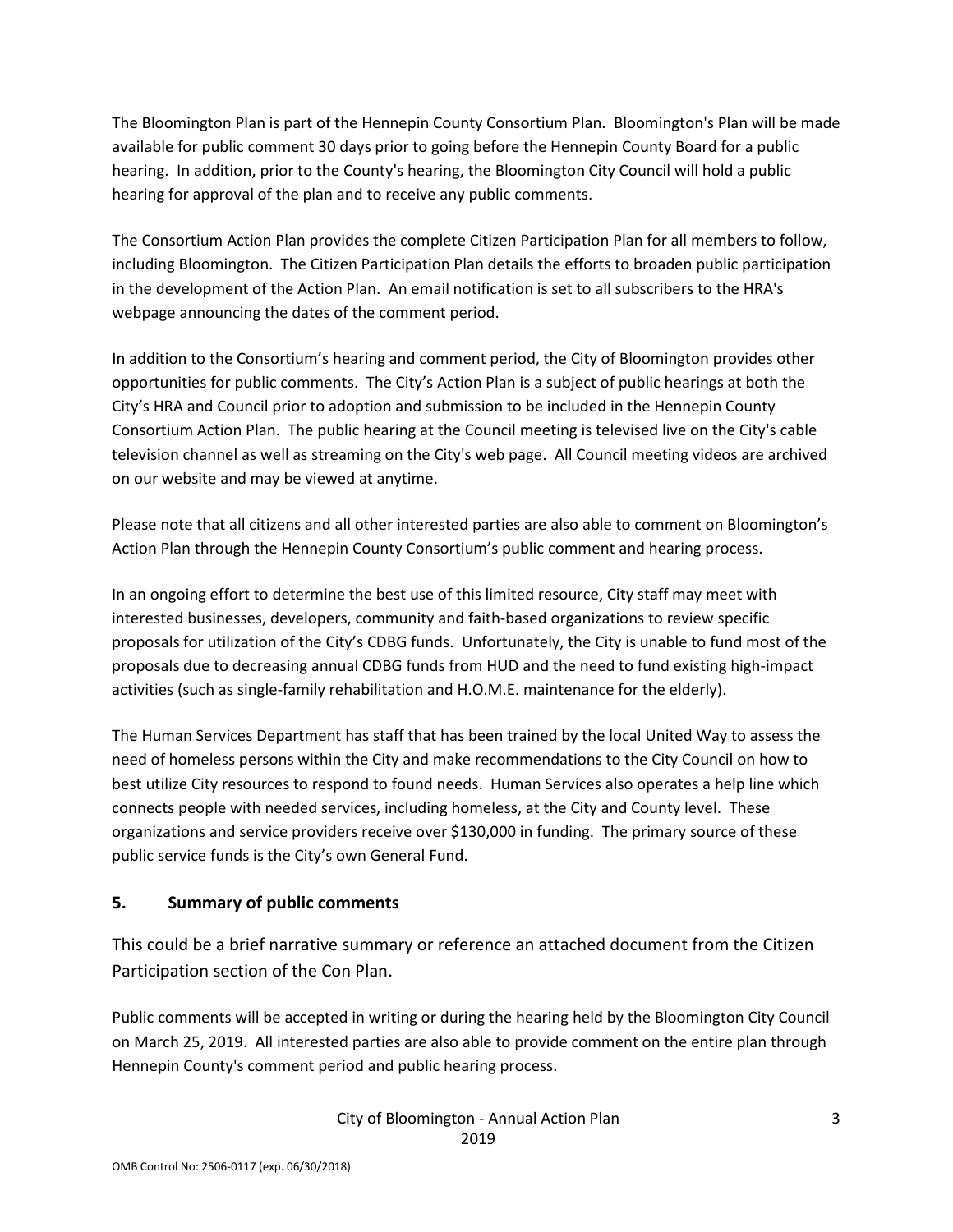The Bloomington Plan is part of the Hennepin County Consortium Plan. Bloomington's Plan will be made available for public comment 30 days prior to going before the Hennepin County Board for a public hearing. In addition, prior to the County's hearing, the Bloomington City Council will hold a public hearing for approval of the plan and to receive any public comments.

The Consortium Action Plan provides the complete Citizen Participation Plan for all members to follow, including Bloomington. The Citizen Participation Plan details the efforts to broaden public participation in the development of the Action Plan. An email notification is set to all subscribers to the HRA's webpage announcing the dates of the comment period.

In addition to the Consortium's hearing and comment period, the City of Bloomington provides other opportunities for public comments. The City's Action Plan is a subject of public hearings at both the City's HRA and Council prior to adoption and submission to be included in the Hennepin County Consortium Action Plan. The public hearing at the Council meeting is televised live on the City's cable television channel as well as streaming on the City's web page. All Council meeting videos are archived on our website and may be viewed at anytime.

Please note that all citizens and all other interested parties are also able to comment on Bloomington's Action Plan through the Hennepin County Consortium's public comment and hearing process.

In an ongoing effort to determine the best use of this limited resource, City staff may meet with interested businesses, developers, community and faith-based organizations to review specific proposals for utilization of the City's CDBG funds. Unfortunately, the City is unable to fund most of the proposals due to decreasing annual CDBG funds from HUD and the need to fund existing high-impact activities (such as single-family rehabilitation and H.O.M.E. maintenance for the elderly).

The Human Services Department has staff that has been trained by the local United Way to assess the need of homeless persons within the City and make recommendations to the City Council on how to best utilize City resources to respond to found needs. Human Services also operates a help line which connects people with needed services, including homeless, at the City and County level. These organizations and service providers receive over $130,000 in funding. The primary source of these public service funds is the City's own General Fund.

## 5. Summary of public comments

This could be a brief narrative summary or reference an attached document from the Citizen Participation section of the Con Plan.

Public comments will be accepted in writing or during the hearing held by the Bloomington City Council on March 25, 2019. All interested parties are also able to provide comment on the entire plan through Hennepin County's comment period and public hearing process.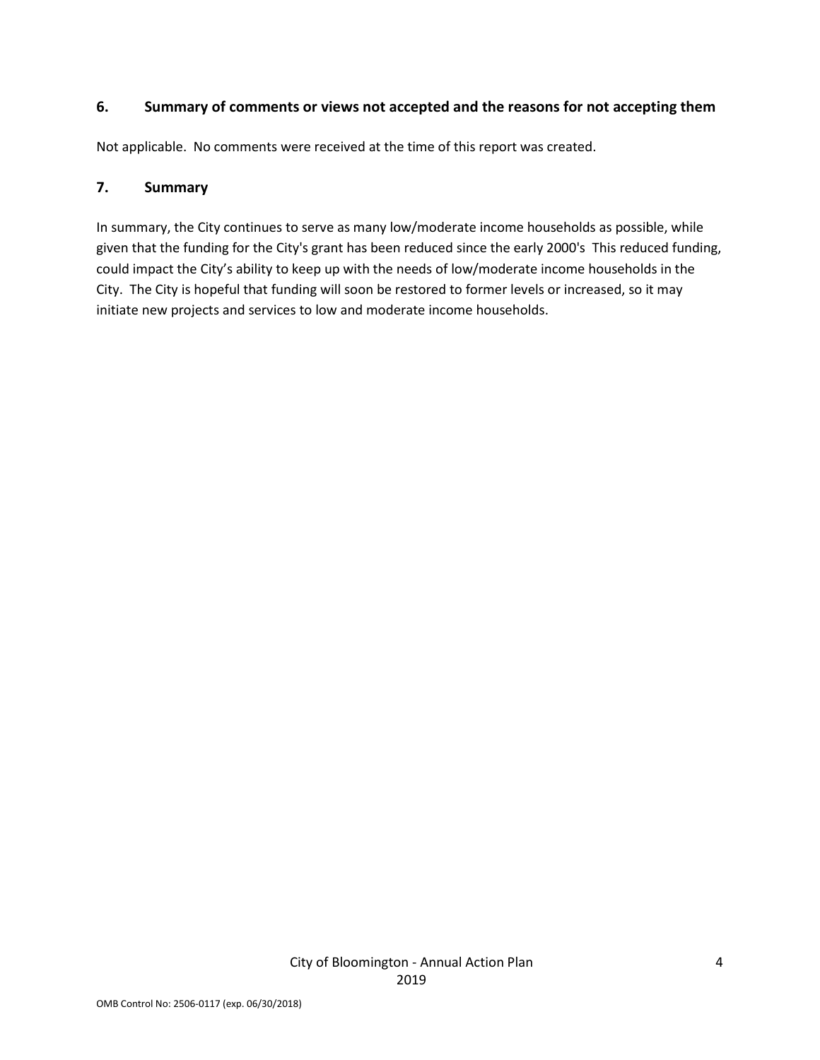### 6. Summary of comments or views not accepted and the reasons for not accepting them

Not applicable. No comments were received at the time of this report was created.

### 7. Summary

In summary, the City continues to serve as many low/moderate income households as possible, while given that the funding for the City's grant has been reduced since the early 2000's This reduced funding, could impact the City's ability to keep up with the needs of low/moderate income households in the City. The City is hopeful that funding will soon be restored to former levels or increased, so it may initiate new projects and services to low and moderate income households.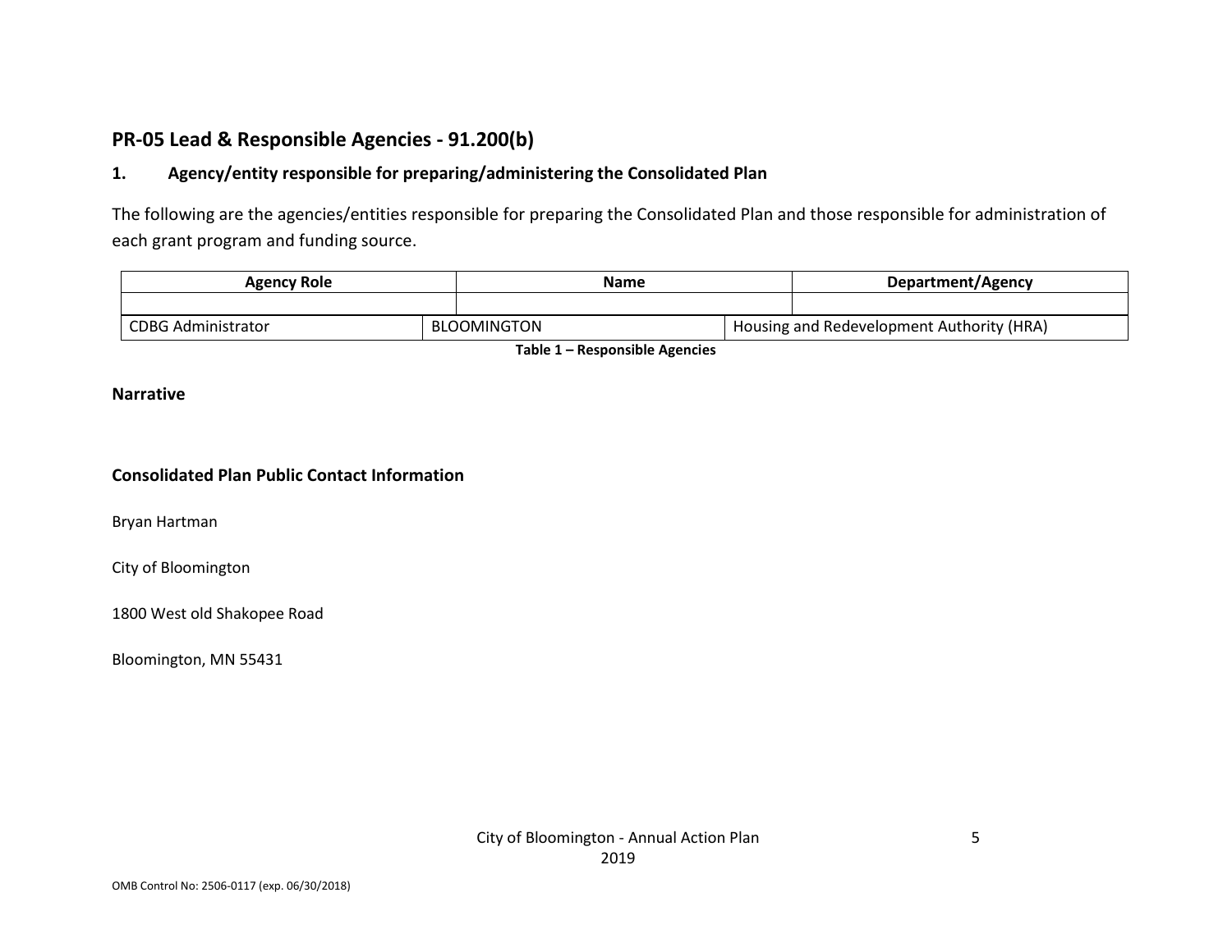## PR-05 Lead & Responsible Agencies - 91.200(b)

### 1. Agency/entity responsible for preparing/administering the Consolidated Plan

The following are the agencies/entities responsible for preparing the Consolidated Plan and those responsible for administration of each grant program and funding source.

| Agency Role | Name | Department/Agency |
| --- | --- | --- |
| | | |
| CDBG Administrator | BLOOMINGTON | Housing and Redevelopment Authority (HRA) |

**Table 1 – Responsible Agencies**

**Narrative**

**Consolidated Plan Public Contact Information**

Bryan Hartman

City of Bloomington

1800 West old Shakopee Road

Bloomington, MN 55431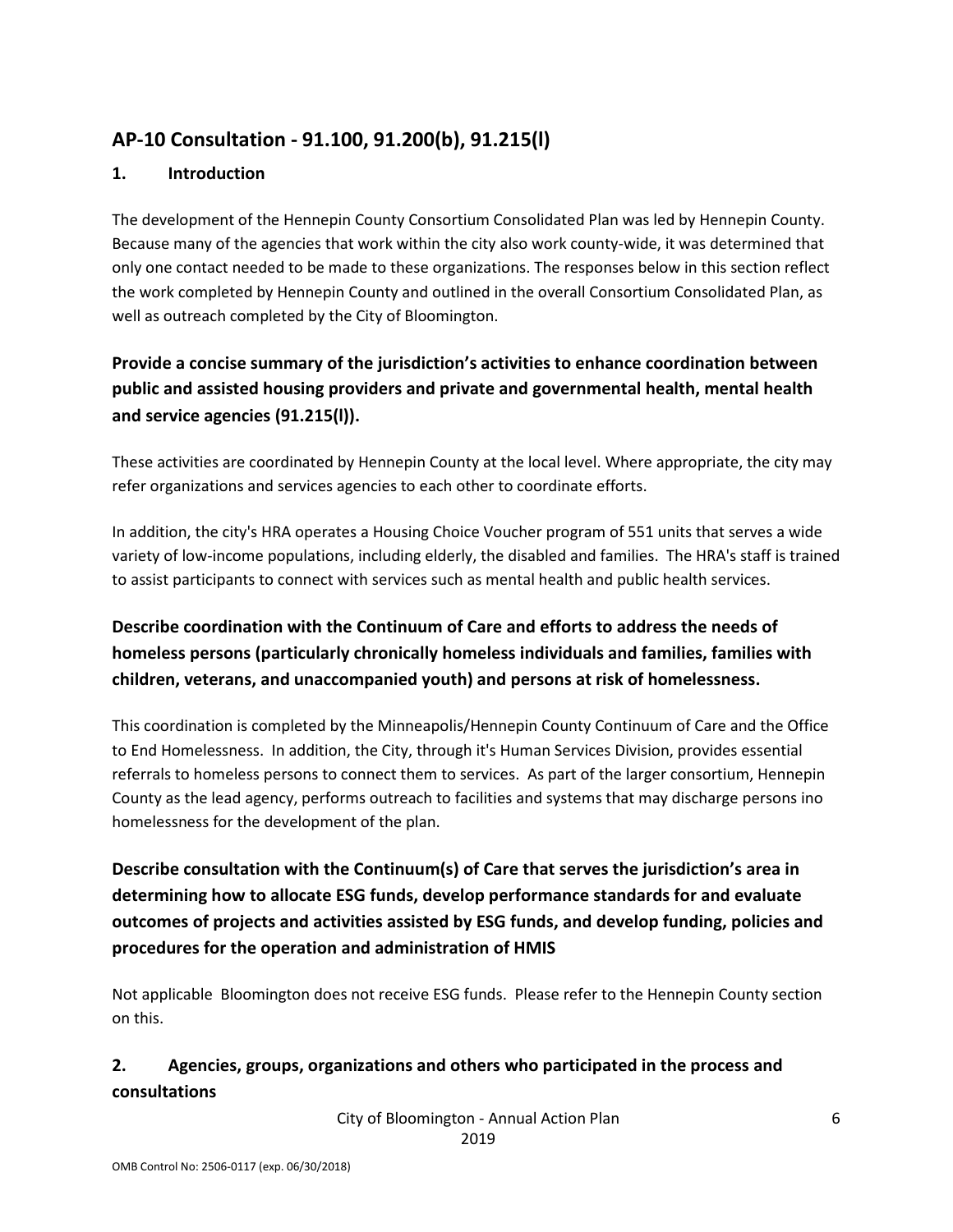## AP-10 Consultation - 91.100, 91.200(b), 91.215(l)

### 1. Introduction

The development of the Hennepin County Consortium Consolidated Plan was led by Hennepin County. Because many of the agencies that work within the city also work county-wide, it was determined that only one contact needed to be made to these organizations. The responses below in this section reflect the work completed by Hennepin County and outlined in the overall Consortium Consolidated Plan, as well as outreach completed by the City of Bloomington.

### Provide a concise summary of the jurisdiction's activities to enhance coordination between public and assisted housing providers and private and governmental health, mental health and service agencies (91.215(l)).

These activities are coordinated by Hennepin County at the local level. Where appropriate, the city may refer organizations and services agencies to each other to coordinate efforts.

In addition, the city's HRA operates a Housing Choice Voucher program of 551 units that serves a wide variety of low-income populations, including elderly, the disabled and families. The HRA's staff is trained to assist participants to connect with services such as mental health and public health services.

### Describe coordination with the Continuum of Care and efforts to address the needs of homeless persons (particularly chronically homeless individuals and families, families with children, veterans, and unaccompanied youth) and persons at risk of homelessness.

This coordination is completed by the Minneapolis/Hennepin County Continuum of Care and the Office to End Homelessness. In addition, the City, through it's Human Services Division, provides essential referrals to homeless persons to connect them to services. As part of the larger consortium, Hennepin County as the lead agency, performs outreach to facilities and systems that may discharge persons ino homelessness for the development of the plan.

### Describe consultation with the Continuum(s) of Care that serves the jurisdiction's area in determining how to allocate ESG funds, develop performance standards for and evaluate outcomes of projects and activities assisted by ESG funds, and develop funding, policies and procedures for the operation and administration of HMIS

Not applicable Bloomington does not receive ESG funds. Please refer to the Hennepin County section on this.

### 2. Agencies, groups, organizations and others who participated in the process and consultations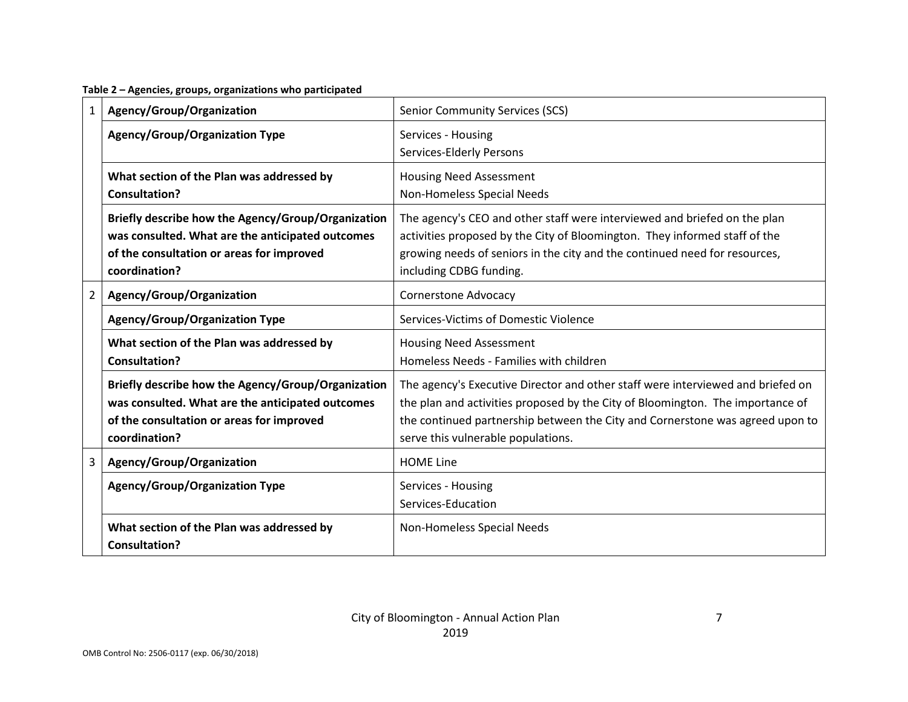**Table 2 – Agencies, groups, organizations who participated**

| | | |
|---|---|---|
| 1 | **Agency/Group/Organization** | Senior Community Services (SCS) |
| | **Agency/Group/Organization Type** | Services - Housing<br>Services-Elderly Persons |
| | **What section of the Plan was addressed by Consultation?** | Housing Need Assessment<br>Non-Homeless Special Needs |
| | **Briefly describe how the Agency/Group/Organization was consulted. What are the anticipated outcomes of the consultation or areas for improved coordination?** | The agency's CEO and other staff were interviewed and briefed on the plan activities proposed by the City of Bloomington. They informed staff of the growing needs of seniors in the city and the continued need for resources, including CDBG funding. |
| 2 | **Agency/Group/Organization** | Cornerstone Advocacy |
| | **Agency/Group/Organization Type** | Services-Victims of Domestic Violence |
| | **What section of the Plan was addressed by Consultation?** | Housing Need Assessment<br>Homeless Needs - Families with children |
| | **Briefly describe how the Agency/Group/Organization was consulted. What are the anticipated outcomes of the consultation or areas for improved coordination?** | The agency's Executive Director and other staff were interviewed and briefed on the plan and activities proposed by the City of Bloomington. The importance of the continued partnership between the City and Cornerstone was agreed upon to serve this vulnerable populations. |
| 3 | **Agency/Group/Organization** | HOME Line |
| | **Agency/Group/Organization Type** | Services - Housing<br>Services-Education |
| | **What section of the Plan was addressed by Consultation?** | Non-Homeless Special Needs |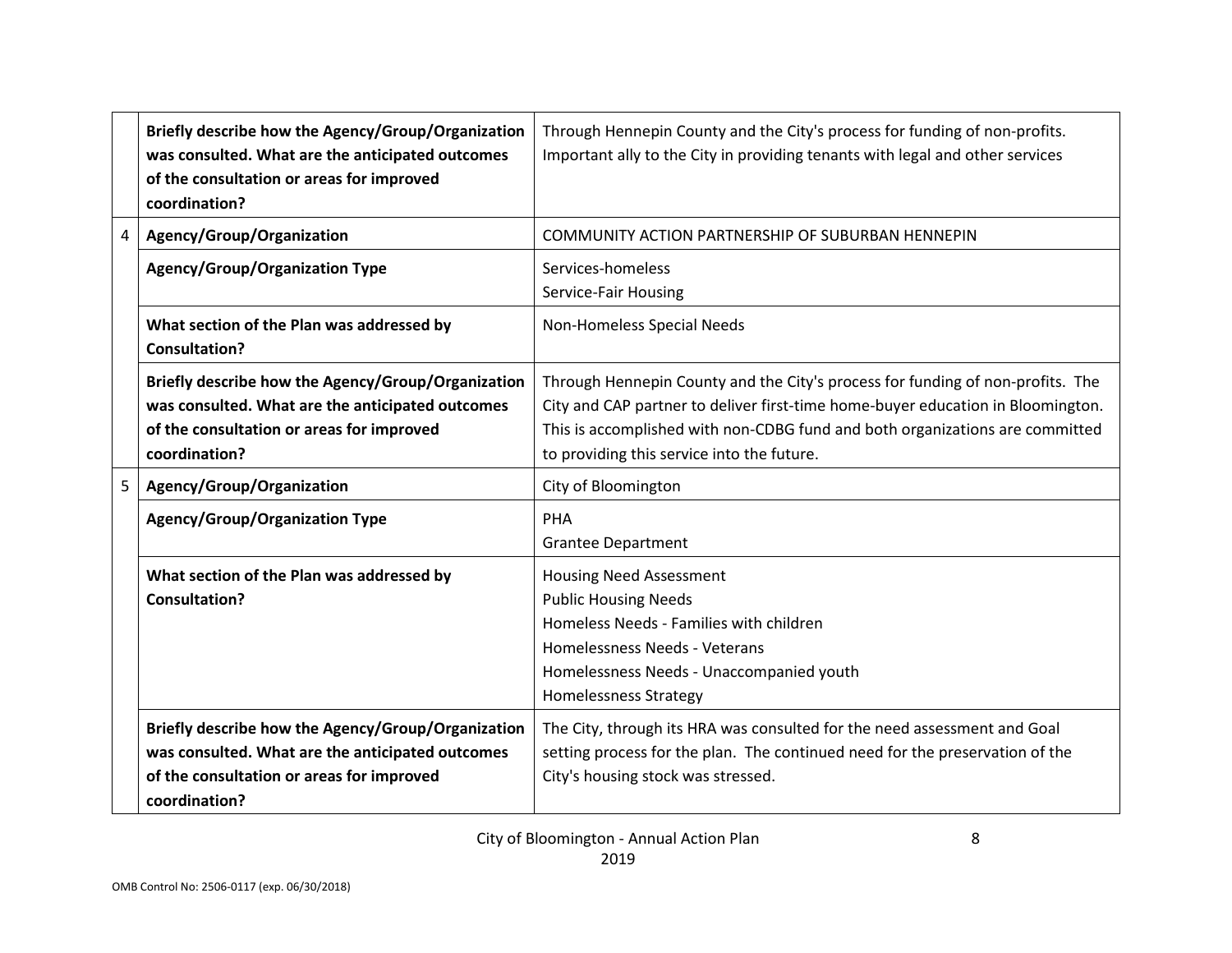| | | |
|---|---|---|
| | **Briefly describe how the Agency/Group/Organization was consulted. What are the anticipated outcomes of the consultation or areas for improved coordination?** | Through Hennepin County and the City's process for funding of non-profits. Important ally to the City in providing tenants with legal and other services |
| 4 | **Agency/Group/Organization** | COMMUNITY ACTION PARTNERSHIP OF SUBURBAN HENNEPIN |
| | **Agency/Group/Organization Type** | Services-homeless<br>Service-Fair Housing |
| | **What section of the Plan was addressed by Consultation?** | Non-Homeless Special Needs |
| | **Briefly describe how the Agency/Group/Organization was consulted. What are the anticipated outcomes of the consultation or areas for improved coordination?** | Through Hennepin County and the City's process for funding of non-profits. The City and CAP partner to deliver first-time home-buyer education in Bloomington. This is accomplished with non-CDBG fund and both organizations are committed to providing this service into the future. |
| 5 | **Agency/Group/Organization** | City of Bloomington |
| | **Agency/Group/Organization Type** | PHA<br>Grantee Department |
| | **What section of the Plan was addressed by Consultation?** | Housing Need Assessment<br>Public Housing Needs<br>Homeless Needs - Families with children<br>Homelessness Needs - Veterans<br>Homelessness Needs - Unaccompanied youth<br>Homelessness Strategy |
| | **Briefly describe how the Agency/Group/Organization was consulted. What are the anticipated outcomes of the consultation or areas for improved coordination?** | The City, through its HRA was consulted for the need assessment and Goal setting process for the plan. The continued need for the preservation of the City's housing stock was stressed. |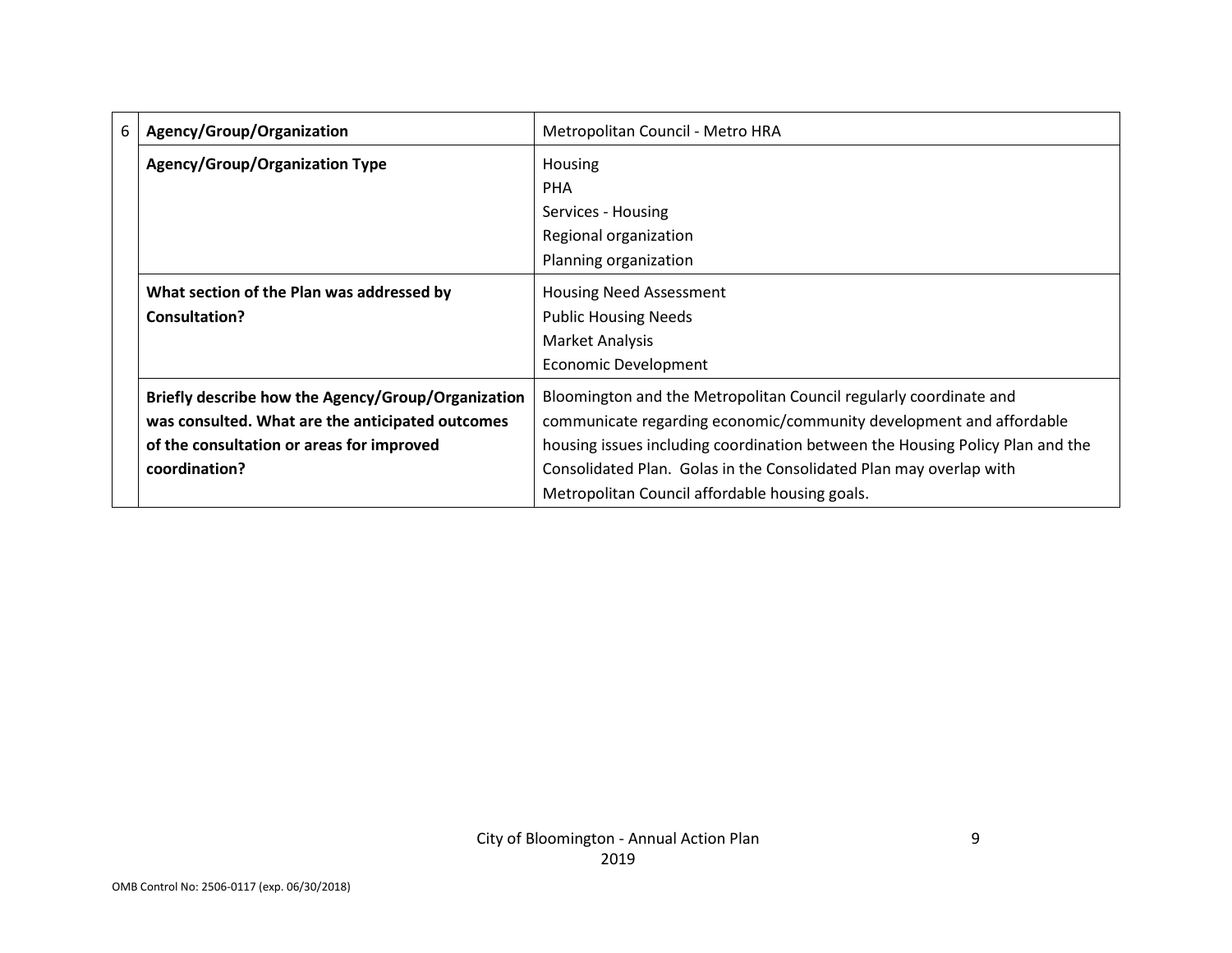| 6 | Agency/Group/Organization | Metropolitan Council - Metro HRA |
|---|---|---|
| | **Agency/Group/Organization Type** | Housing<br>PHA<br>Services - Housing<br>Regional organization<br>Planning organization |
| | **What section of the Plan was addressed by Consultation?** | Housing Need Assessment<br>Public Housing Needs<br>Market Analysis<br>Economic Development |
| | **Briefly describe how the Agency/Group/Organization was consulted. What are the anticipated outcomes of the consultation or areas for improved coordination?** | Bloomington and the Metropolitan Council regularly coordinate and communicate regarding economic/community development and affordable housing issues including coordination between the Housing Policy Plan and the Consolidated Plan. Golas in the Consolidated Plan may overlap with Metropolitan Council affordable housing goals. |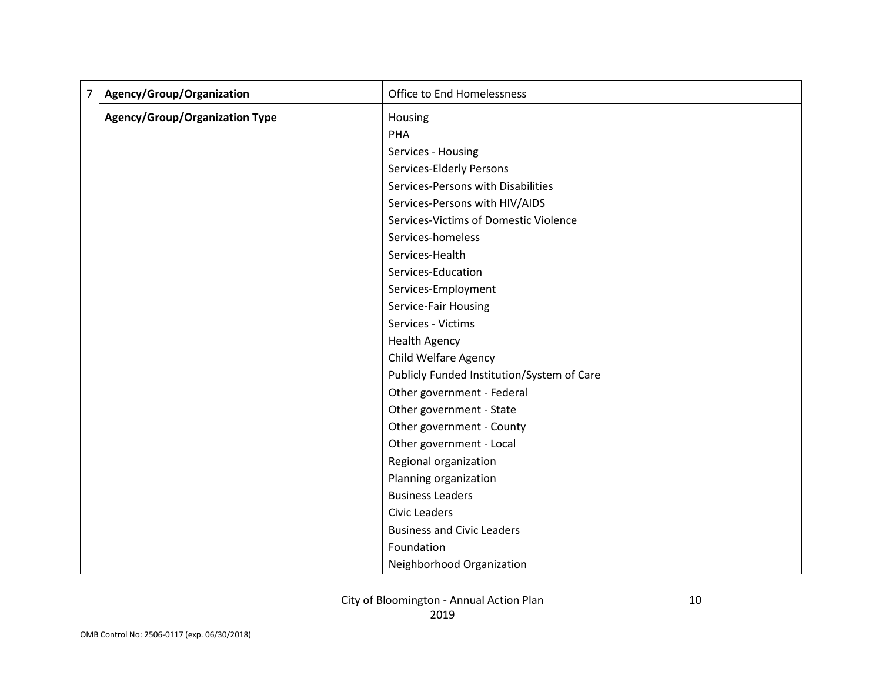| 7 | Agency/Group/Organization | Office to End Homelessness |
|---|---|---|
| | **Agency/Group/Organization Type** | Housing<br>PHA<br>Services - Housing<br>Services-Elderly Persons<br>Services-Persons with Disabilities<br>Services-Persons with HIV/AIDS<br>Services-Victims of Domestic Violence<br>Services-homeless<br>Services-Health<br>Services-Education<br>Services-Employment<br>Service-Fair Housing<br>Services - Victims<br>Health Agency<br>Child Welfare Agency<br>Publicly Funded Institution/System of Care<br>Other government - Federal<br>Other government - State<br>Other government - County<br>Other government - Local<br>Regional organization<br>Planning organization<br>Business Leaders<br>Civic Leaders<br>Business and Civic Leaders<br>Foundation<br>Neighborhood Organization |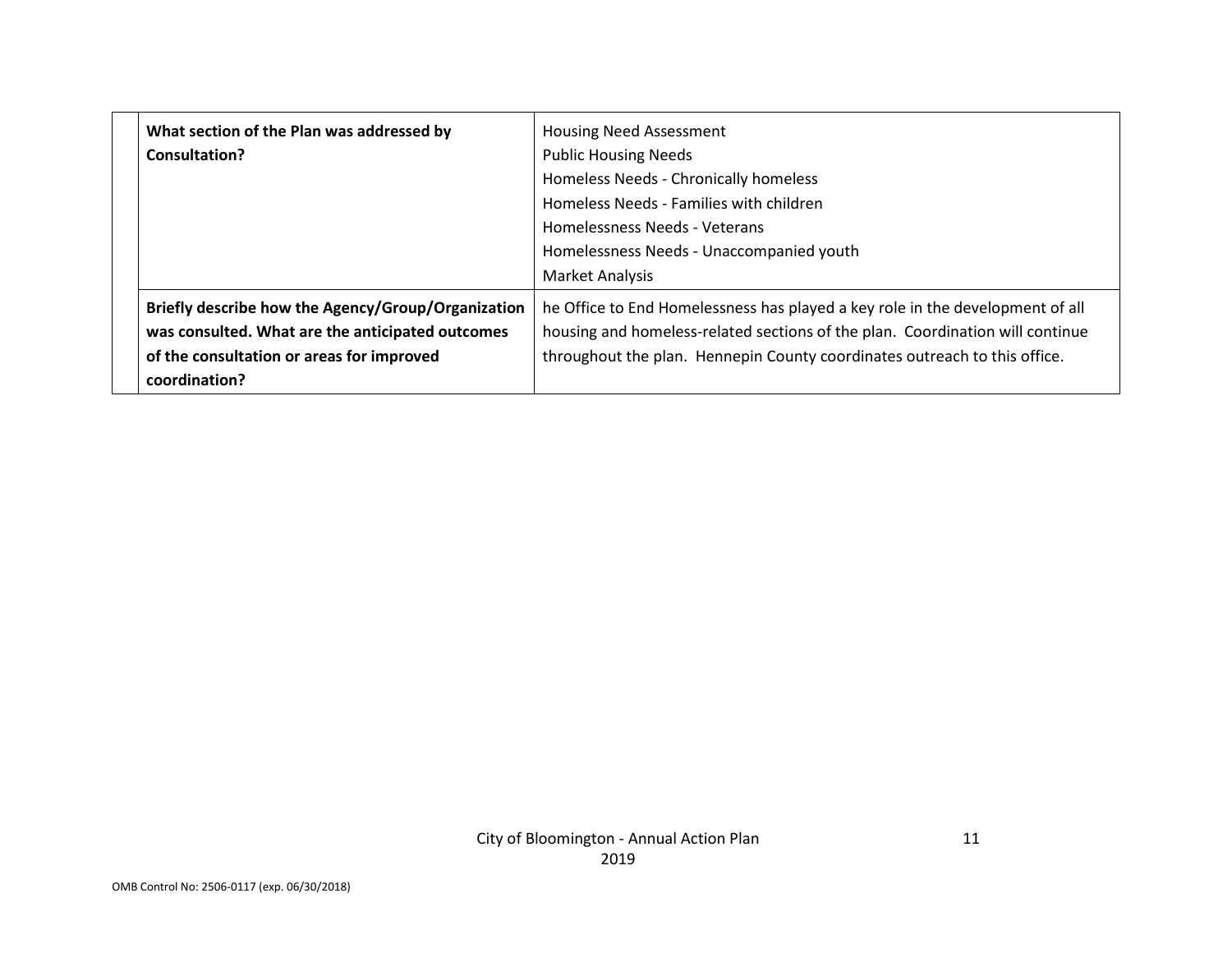| | | |
|---|---|---|
| | **What section of the Plan was addressed by Consultation?** | Housing Need Assessment<br>Public Housing Needs<br>Homeless Needs - Chronically homeless<br>Homeless Needs - Families with children<br>Homelessness Needs - Veterans<br>Homelessness Needs - Unaccompanied youth<br>Market Analysis |
| | **Briefly describe how the Agency/Group/Organization was consulted. What are the anticipated outcomes of the consultation or areas for improved coordination?** | he Office to End Homelessness has played a key role in the development of all housing and homeless-related sections of the plan. Coordination will continue throughout the plan. Hennepin County coordinates outreach to this office. |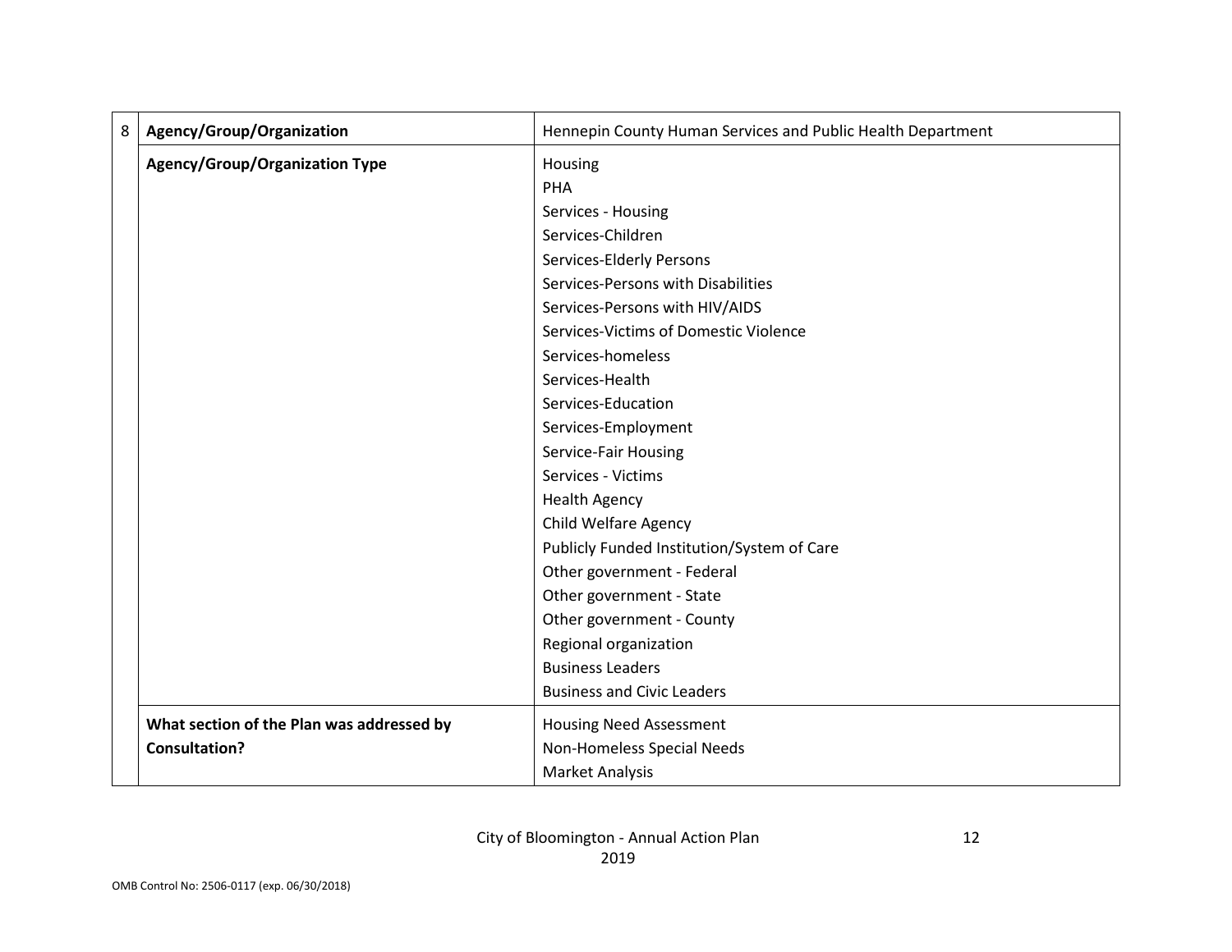| 8 | Agency/Group/Organization | Hennepin County Human Services and Public Health Department |
|---|---|---|
| | **Agency/Group/Organization Type** | Housing<br>PHA<br>Services - Housing<br>Services-Children<br>Services-Elderly Persons<br>Services-Persons with Disabilities<br>Services-Persons with HIV/AIDS<br>Services-Victims of Domestic Violence<br>Services-homeless<br>Services-Health<br>Services-Education<br>Services-Employment<br>Service-Fair Housing<br>Services - Victims<br>Health Agency<br>Child Welfare Agency<br>Publicly Funded Institution/System of Care<br>Other government - Federal<br>Other government - State<br>Other government - County<br>Regional organization<br>Business Leaders<br>Business and Civic Leaders |
| | **What section of the Plan was addressed by Consultation?** | Housing Need Assessment<br>Non-Homeless Special Needs<br>Market Analysis |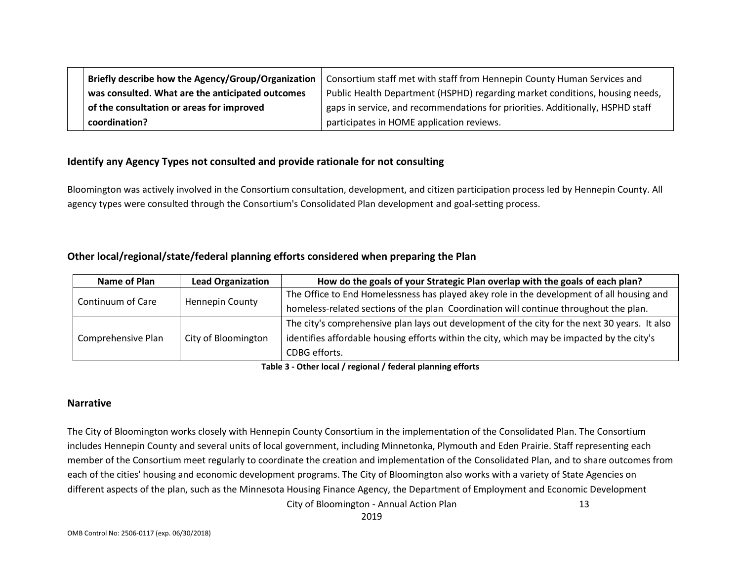| | Briefly describe how the Agency/Group/Organization was consulted. What are the anticipated outcomes of the consultation or areas for improved coordination? | Consortium staff met with staff from Hennepin County Human Services and Public Health Department (HSPHD) regarding market conditions, housing needs, gaps in service, and recommendations for priorities. Additionally, HSPHD staff participates in HOME application reviews. |
|---|---|---|

### Identify any Agency Types not consulted and provide rationale for not consulting

Bloomington was actively involved in the Consortium consultation, development, and citizen participation process led by Hennepin County. All agency types were consulted through the Consortium's Consolidated Plan development and goal-setting process.

### Other local/regional/state/federal planning efforts considered when preparing the Plan

| Name of Plan | Lead Organization | How do the goals of your Strategic Plan overlap with the goals of each plan? |
|---|---|---|
| Continuum of Care | Hennepin County | The Office to End Homelessness has played akey role in the development of all housing and homeless-related sections of the plan Coordination will continue throughout the plan. |
| Comprehensive Plan | City of Bloomington | The city's comprehensive plan lays out development of the city for the next 30 years. It also identifies affordable housing efforts within the city, which may be impacted by the city's CDBG efforts. |

**Table 3 - Other local / regional / federal planning efforts**

### Narrative

The City of Bloomington works closely with Hennepin County Consortium in the implementation of the Consolidated Plan. The Consortium includes Hennepin County and several units of local government, including Minnetonka, Plymouth and Eden Prairie. Staff representing each member of the Consortium meet regularly to coordinate the creation and implementation of the Consolidated Plan, and to share outcomes from each of the cities' housing and economic development programs. The City of Bloomington also works with a variety of State Agencies on different aspects of the plan, such as the Minnesota Housing Finance Agency, the Department of Employment and Economic Development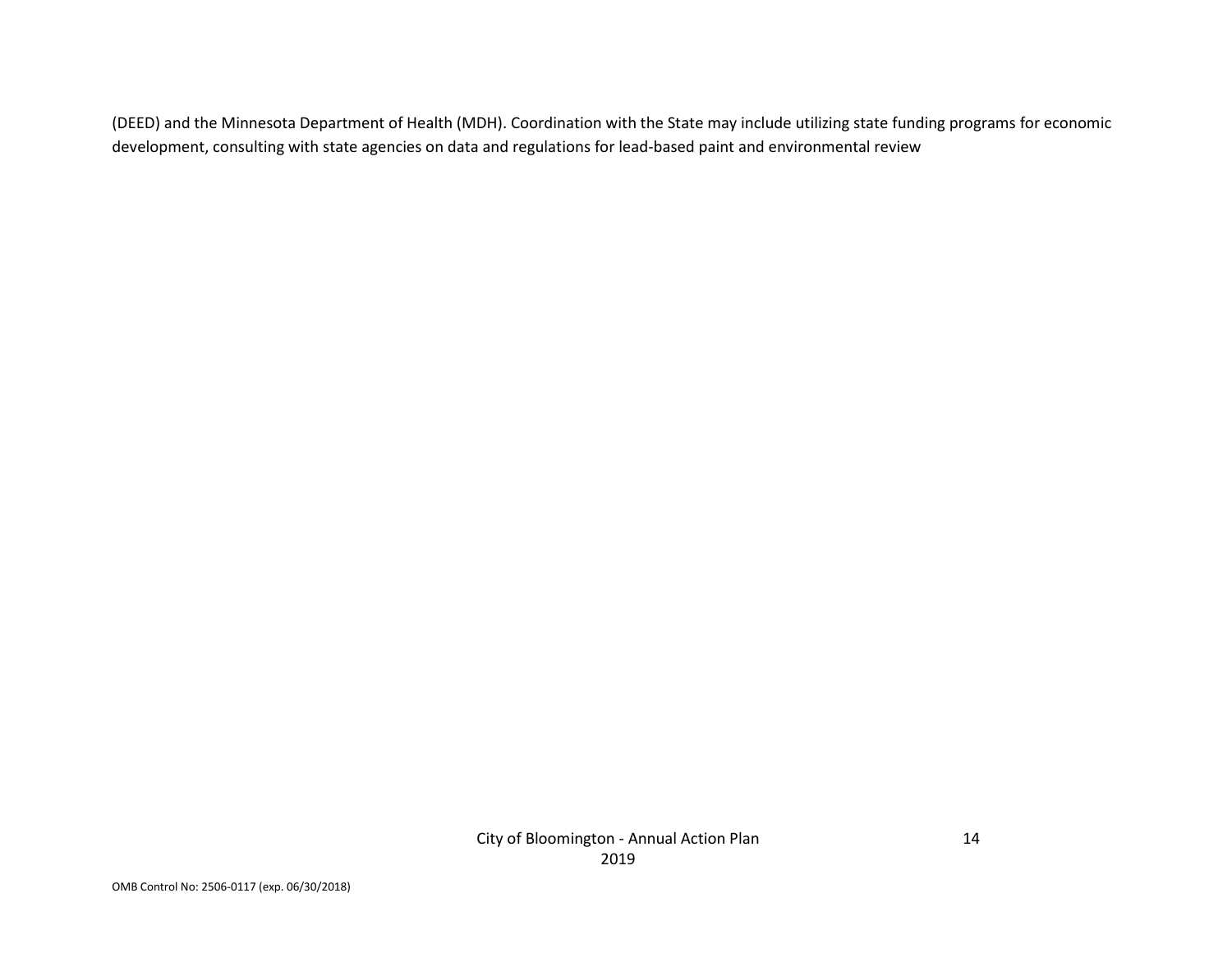(DEED) and the Minnesota Department of Health (MDH). Coordination with the State may include utilizing state funding programs for economic development, consulting with state agencies on data and regulations for lead-based paint and environmental review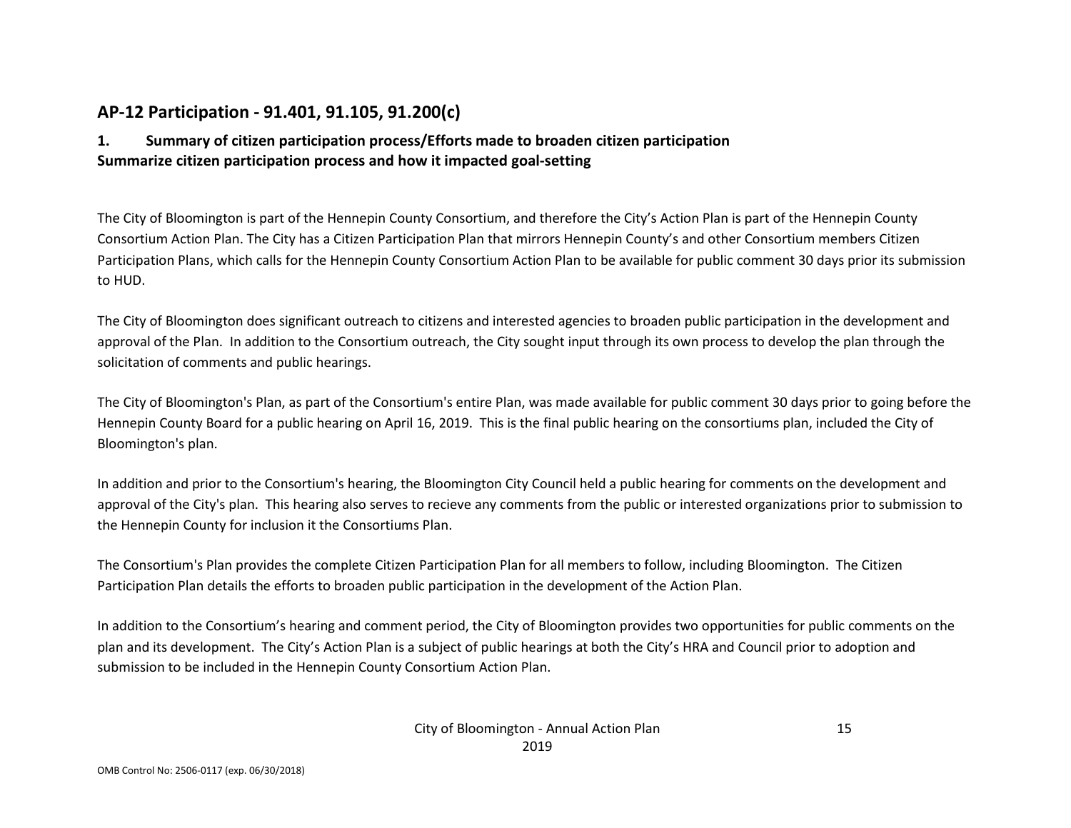## AP-12 Participation - 91.401, 91.105, 91.200(c)

### 1. Summary of citizen participation process/Efforts made to broaden citizen participation

**Summarize citizen participation process and how it impacted goal-setting**

The City of Bloomington is part of the Hennepin County Consortium, and therefore the City's Action Plan is part of the Hennepin County Consortium Action Plan. The City has a Citizen Participation Plan that mirrors Hennepin County's and other Consortium members Citizen Participation Plans, which calls for the Hennepin County Consortium Action Plan to be available for public comment 30 days prior its submission to HUD.

The City of Bloomington does significant outreach to citizens and interested agencies to broaden public participation in the development and approval of the Plan. In addition to the Consortium outreach, the City sought input through its own process to develop the plan through the solicitation of comments and public hearings.

The City of Bloomington's Plan, as part of the Consortium's entire Plan, was made available for public comment 30 days prior to going before the Hennepin County Board for a public hearing on April 16, 2019. This is the final public hearing on the consortiums plan, included the City of Bloomington's plan.

In addition and prior to the Consortium's hearing, the Bloomington City Council held a public hearing for comments on the development and approval of the City's plan. This hearing also serves to recieve any comments from the public or interested organizations prior to submission to the Hennepin County for inclusion it the Consortiums Plan.

The Consortium's Plan provides the complete Citizen Participation Plan for all members to follow, including Bloomington. The Citizen Participation Plan details the efforts to broaden public participation in the development of the Action Plan.

In addition to the Consortium's hearing and comment period, the City of Bloomington provides two opportunities for public comments on the plan and its development. The City's Action Plan is a subject of public hearings at both the City's HRA and Council prior to adoption and submission to be included in the Hennepin County Consortium Action Plan.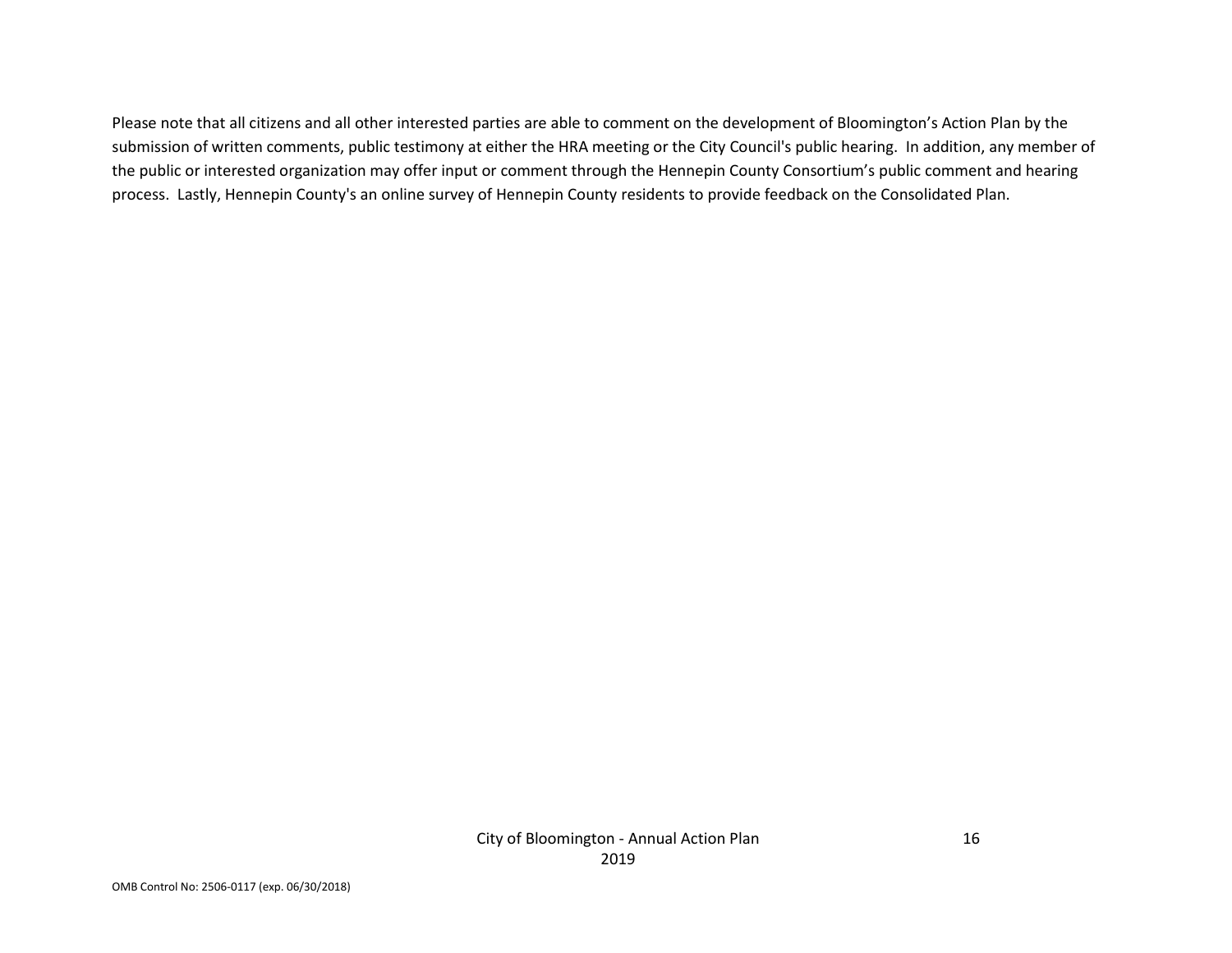Please note that all citizens and all other interested parties are able to comment on the development of Bloomington's Action Plan by the submission of written comments, public testimony at either the HRA meeting or the City Council's public hearing. In addition, any member of the public or interested organization may offer input or comment through the Hennepin County Consortium's public comment and hearing process. Lastly, Hennepin County's an online survey of Hennepin County residents to provide feedback on the Consolidated Plan.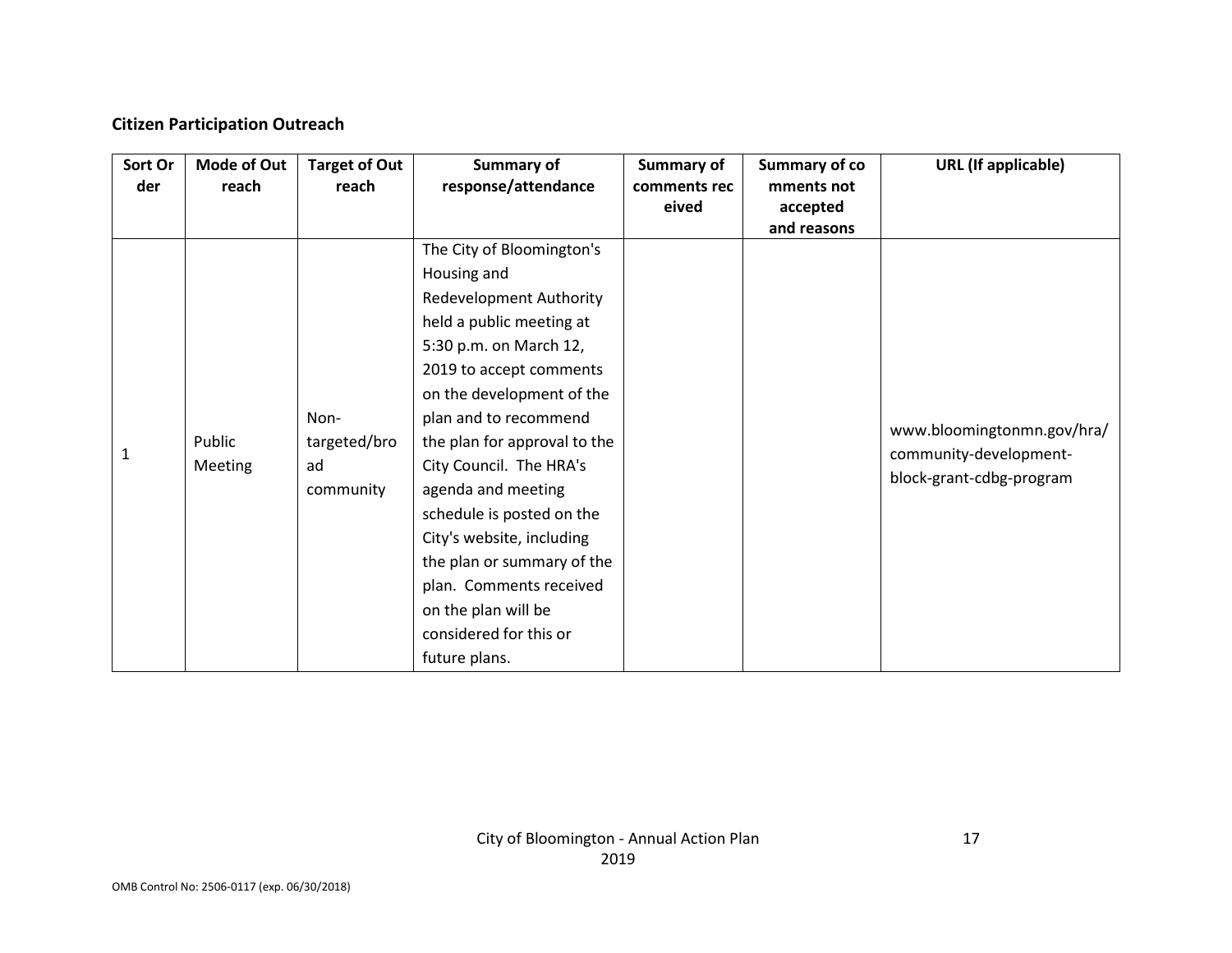**Citizen Participation Outreach**

| Sort Order | Mode of Outreach | Target of Outreach | Summary of response/attendance | Summary of comments received | Summary of comments not accepted and reasons | URL (If applicable) |
|---|---|---|---|---|---|---|
| 1 | Public Meeting | Non-targeted/broad community | The City of Bloomington's Housing and Redevelopment Authority held a public meeting at 5:30 p.m. on March 12, 2019 to accept comments on the development of the plan and to recommend the plan for approval to the City Council. The HRA's agenda and meeting schedule is posted on the City's website, including the plan or summary of the plan. Comments received on the plan will be considered for this or future plans. | | | www.bloomingtonmn.gov/hra/community-development-block-grant-cdbg-program |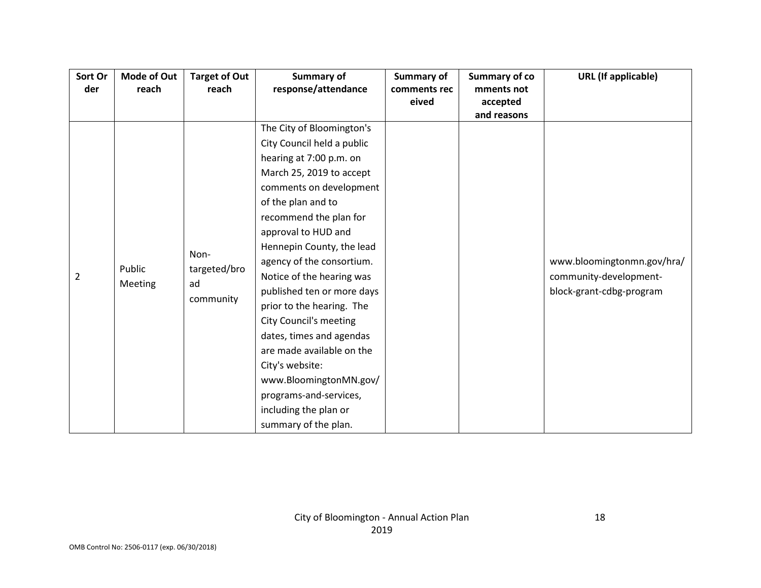| Sort Order | Mode of Outreach | Target of Outreach | Summary of response/attendance | Summary of comments received | Summary of comments not accepted and reasons | URL (If applicable) |
|---|---|---|---|---|---|---|
| 2 | Public Meeting | Non-targeted/broad community | The City of Bloomington's City Council held a public hearing at 7:00 p.m. on March 25, 2019 to accept comments on development of the plan and to recommend the plan for approval to HUD and Hennepin County, the lead agency of the consortium. Notice of the hearing was published ten or more days prior to the hearing. The City Council's meeting dates, times and agendas are made available on the City's website: www.BloomingtonMN.gov/programs-and-services, including the plan or summary of the plan. | | | www.bloomingtonmn.gov/hra/community-development-block-grant-cdbg-program |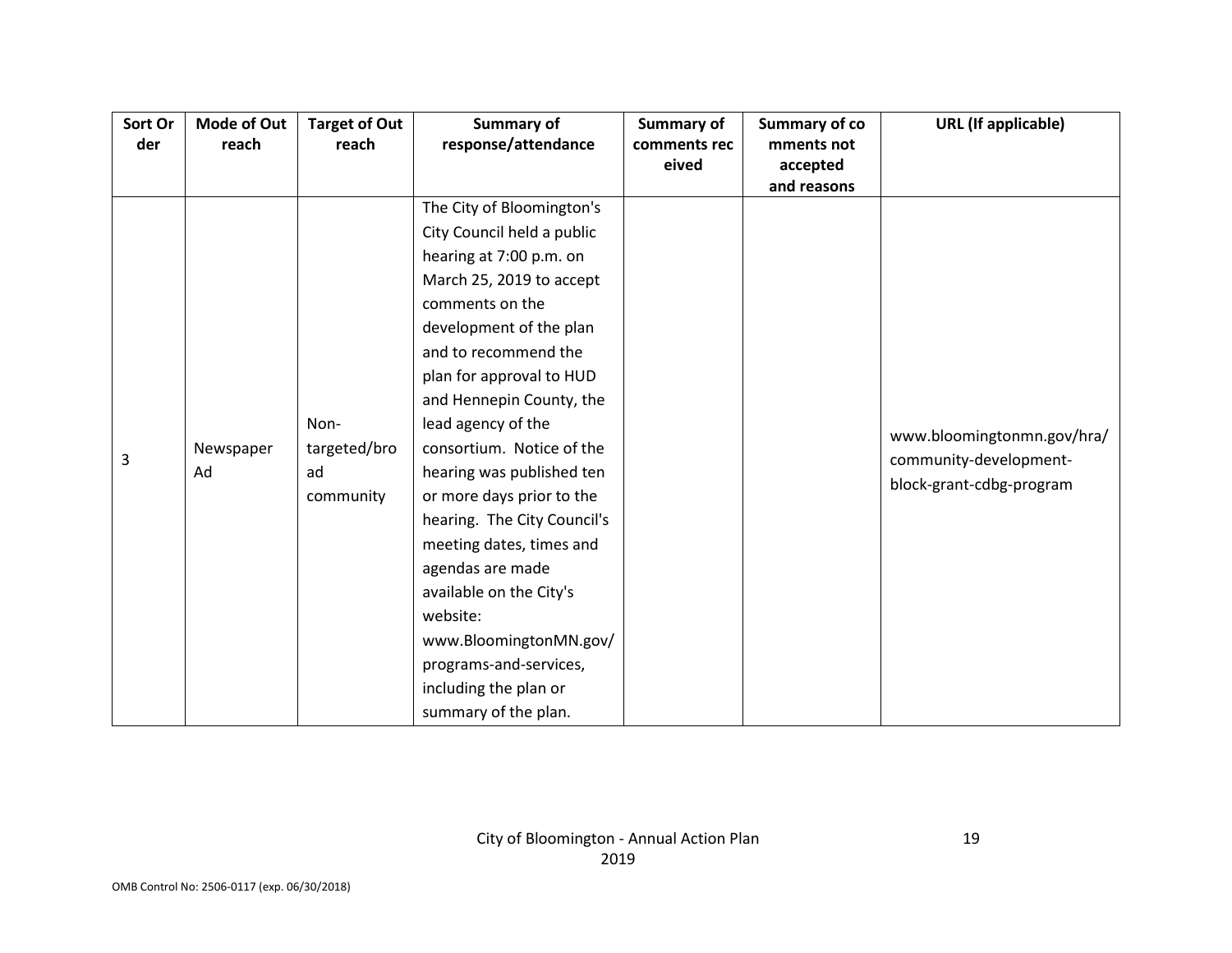| Sort Order | Mode of Outreach | Target of Outreach | Summary of response/attendance | Summary of comments received | Summary of comments not accepted and reasons | URL (If applicable) |
| --- | --- | --- | --- | --- | --- | --- |
| 3 | Newspaper Ad | Non-targeted/broad community | The City of Bloomington's City Council held a public hearing at 7:00 p.m. on March 25, 2019 to accept comments on the development of the plan and to recommend the plan for approval to HUD and Hennepin County, the lead agency of the consortium. Notice of the hearing was published ten or more days prior to the hearing. The City Council's meeting dates, times and agendas are made available on the City's website: www.BloomingtonMN.gov/programs-and-services, including the plan or summary of the plan. | | | www.bloomingtonmn.gov/hra/community-development-block-grant-cdbg-program |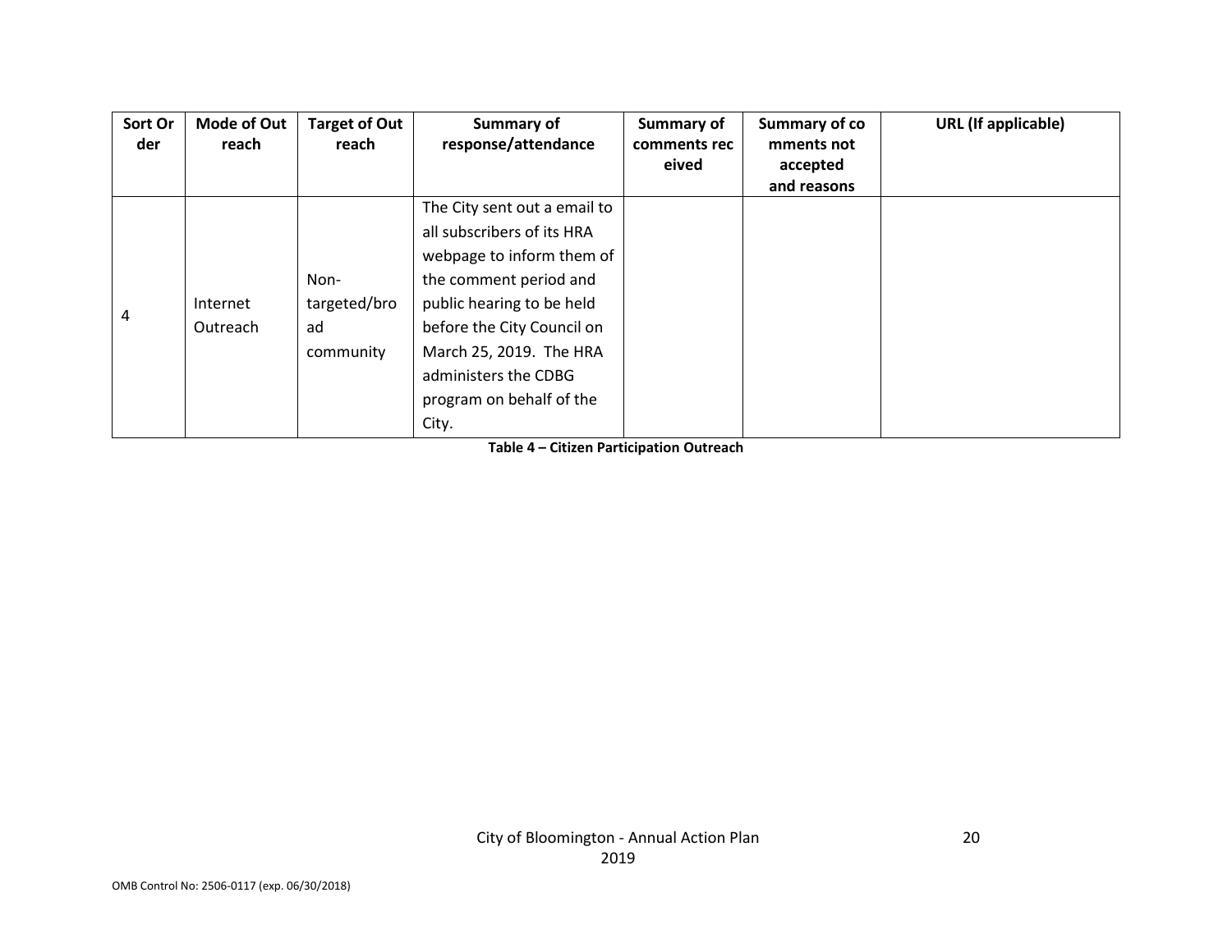| Sort Order | Mode of Outreach | Target of Outreach | Summary of response/attendance | Summary of comments received | Summary of comments not accepted and reasons | URL (If applicable) |
|---|---|---|---|---|---|---|
| 4 | Internet Outreach | Non-targeted/broad community | The City sent out a email to all subscribers of its HRA webpage to inform them of the comment period and public hearing to be held before the City Council on March 25, 2019. The HRA administers the CDBG program on behalf of the City. | | | |

**Table 4 – Citizen Participation Outreach**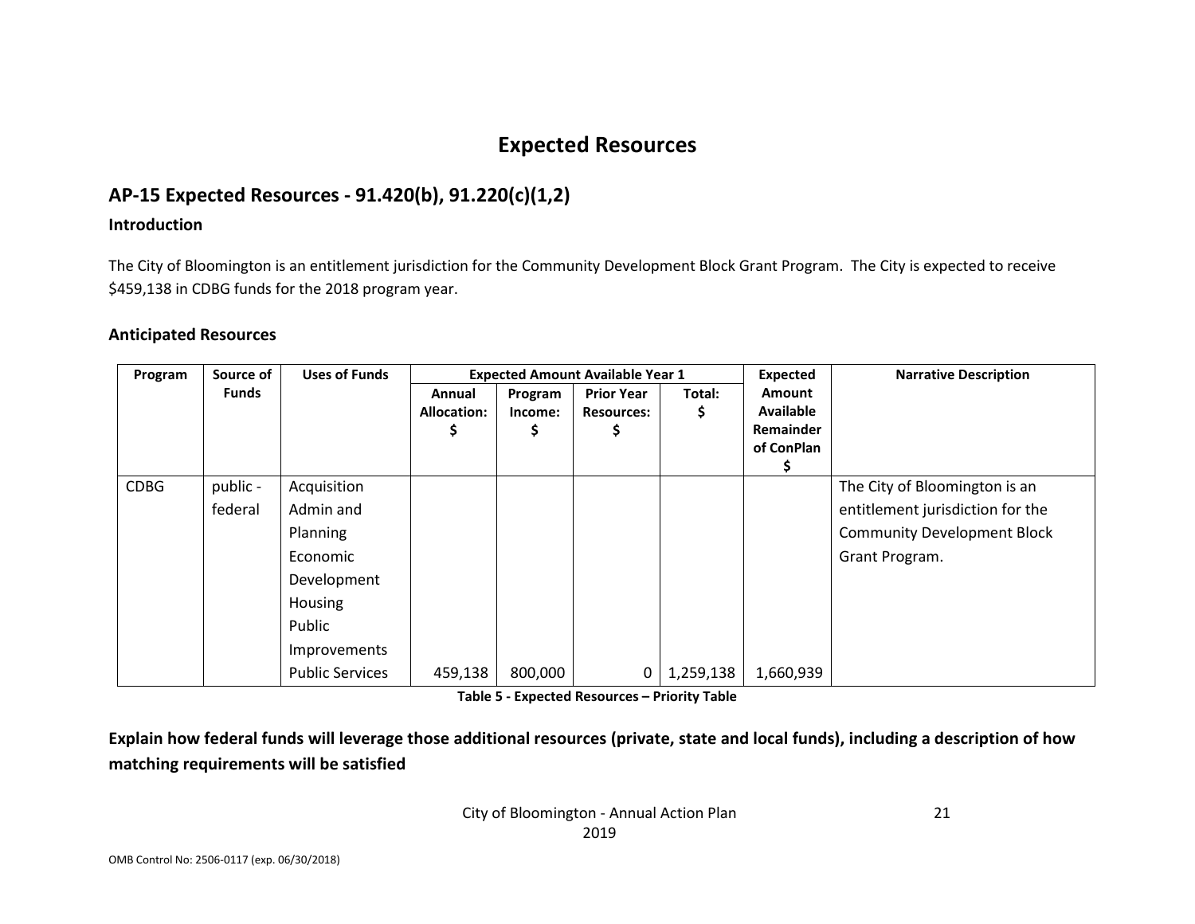# Expected Resources

## AP-15 Expected Resources - 91.420(b), 91.220(c)(1,2)

### Introduction

The City of Bloomington is an entitlement jurisdiction for the Community Development Block Grant Program. The City is expected to receive $459,138 in CDBG funds for the 2018 program year.

### Anticipated Resources

| Program | Source of Funds | Uses of Funds | Expected Amount Available Year 1 | | | | Expected Amount Available Remainder of ConPlan $ | Narrative Description |
|---|---|---|---|---|---|---|---|---|
| | | | Annual Allocation: $ | Program Income: $ | Prior Year Resources: $ | Total: $ | | |
| CDBG | public - federal | Acquisition Admin and Planning Economic Development Housing Public Improvements Public Services | 459,138 | 800,000 | 0 | 1,259,138 | 1,660,939 | The City of Bloomington is an entitlement jurisdiction for the Community Development Block Grant Program. |

**Table 5 - Expected Resources – Priority Table**

**Explain how federal funds will leverage those additional resources (private, state and local funds), including a description of how matching requirements will be satisfied**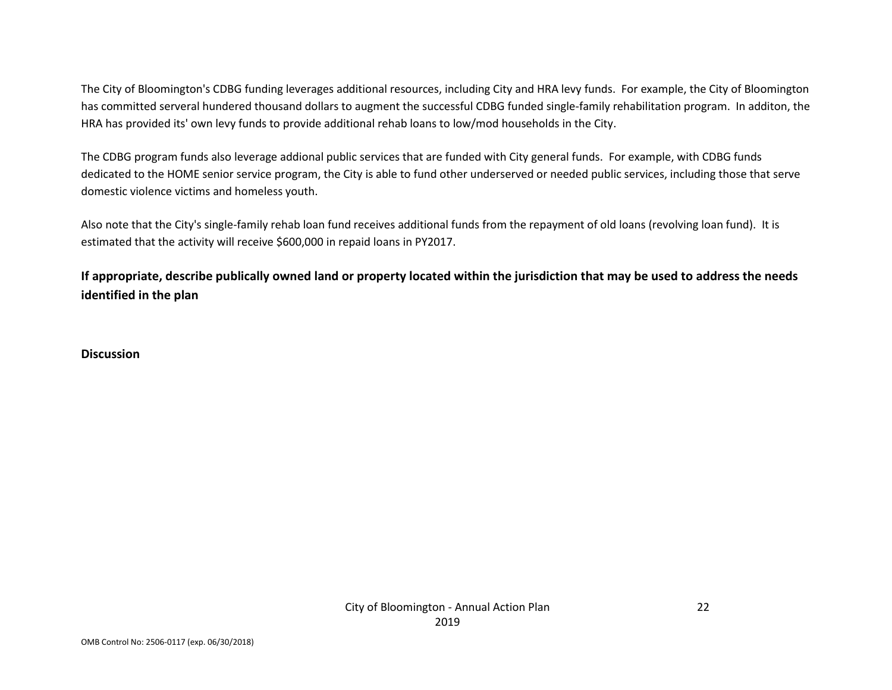The City of Bloomington's CDBG funding leverages additional resources, including City and HRA levy funds. For example, the City of Bloomington has committed serveral hundered thousand dollars to augment the successful CDBG funded single-family rehabilitation program. In additon, the HRA has provided its' own levy funds to provide additional rehab loans to low/mod households in the City.

The CDBG program funds also leverage addional public services that are funded with City general funds. For example, with CDBG funds dedicated to the HOME senior service program, the City is able to fund other underserved or needed public services, including those that serve domestic violence victims and homeless youth.

Also note that the City's single-family rehab loan fund receives additional funds from the repayment of old loans (revolving loan fund). It is estimated that the activity will receive $600,000 in repaid loans in PY2017.

**If appropriate, describe publically owned land or property located within the jurisdiction that may be used to address the needs identified in the plan**

**Discussion**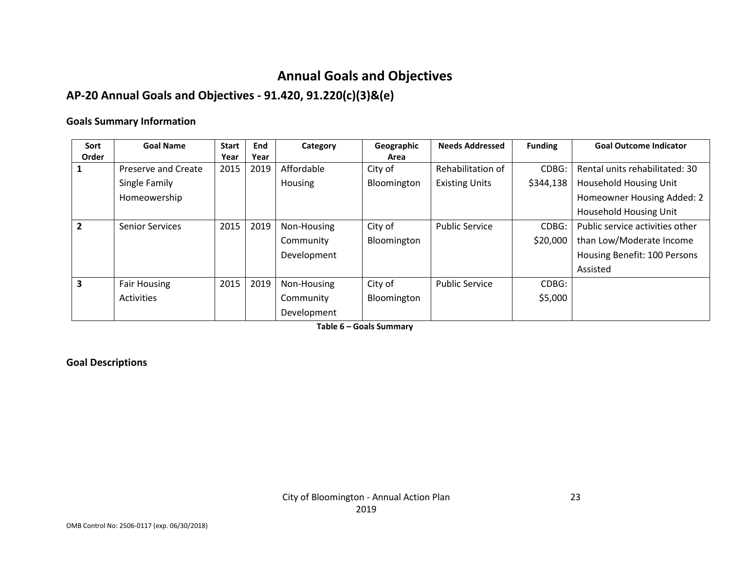# Annual Goals and Objectives

## AP-20 Annual Goals and Objectives - 91.420, 91.220(c)(3)&(e)

### Goals Summary Information

| Sort Order | Goal Name | Start Year | End Year | Category | Geographic Area | Needs Addressed | Funding | Goal Outcome Indicator |
|---|---|---|---|---|---|---|---|---|
| 1 | Preserve and Create Single Family Homeowership | 2015 | 2019 | Affordable Housing | City of Bloomington | Rehabilitation of Existing Units | CDBG: $344,138 | Rental units rehabilitated: 30 Household Housing Unit Homeowner Housing Added: 2 Household Housing Unit |
| 2 | Senior Services | 2015 | 2019 | Non-Housing Community Development | City of Bloomington | Public Service | CDBG: $20,000 | Public service activities other than Low/Moderate Income Housing Benefit: 100 Persons Assisted |
| 3 | Fair Housing Activities | 2015 | 2019 | Non-Housing Community Development | City of Bloomington | Public Service | CDBG: $5,000 | |

**Table 6 – Goals Summary**

### Goal Descriptions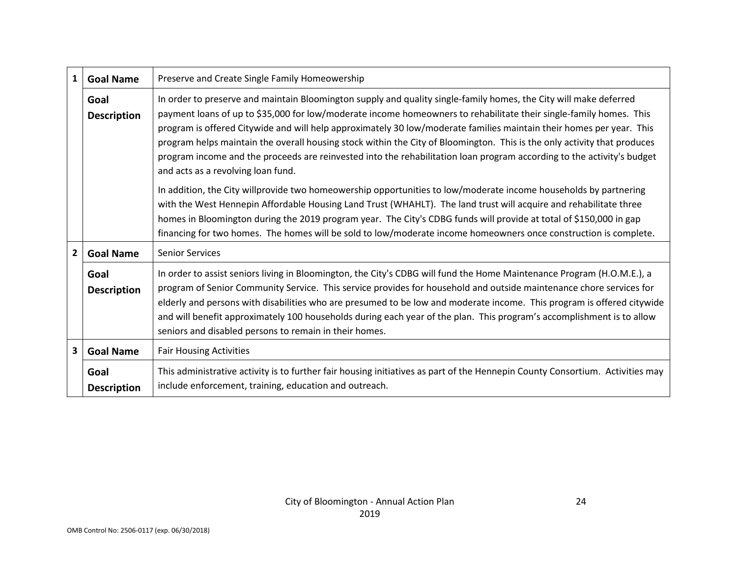| | | |
|---|---|---|
| **1** | **Goal Name** | Preserve and Create Single Family Homeownership |
| | **Goal Description** | In order to preserve and maintain Bloomington supply and quality single-family homes, the City will make deferred payment loans of up to $35,000 for low/moderate income homeowners to rehabilitate their single-family homes. This program is offered Citywide and will help approximately 30 low/moderate families maintain their homes per year. This program helps maintain the overall housing stock within the City of Bloomington. This is the only activity that produces program income and the proceeds are reinvested into the rehabilitation loan program according to the activity's budget and acts as a revolving loan fund.<br><br>In addition, the City willprovide two homeowership opportunities to low/moderate income households by partnering with the West Hennepin Affordable Housing Land Trust (WHAHLT). The land trust will acquire and rehabilitate three homes in Bloomington during the 2019 program year. The City's CDBG funds will provide at total of $150,000 in gap financing for two homes. The homes will be sold to low/moderate income homeowners once construction is complete. |
| **2** | **Goal Name** | Senior Services |
| | **Goal Description** | In order to assist seniors living in Bloomington, the City's CDBG will fund the Home Maintenance Program (H.O.M.E.), a program of Senior Community Service. This service provides for household and outside maintenance chore services for elderly and persons with disabilities who are presumed to be low and moderate income. This program is offered citywide and will benefit approximately 100 households during each year of the plan. This program's accomplishment is to allow seniors and disabled persons to remain in their homes. |
| **3** | **Goal Name** | Fair Housing Activities |
| | **Goal Description** | This administrative activity is to further fair housing initiatives as part of the Hennepin County Consortium. Activities may include enforcement, training, education and outreach. |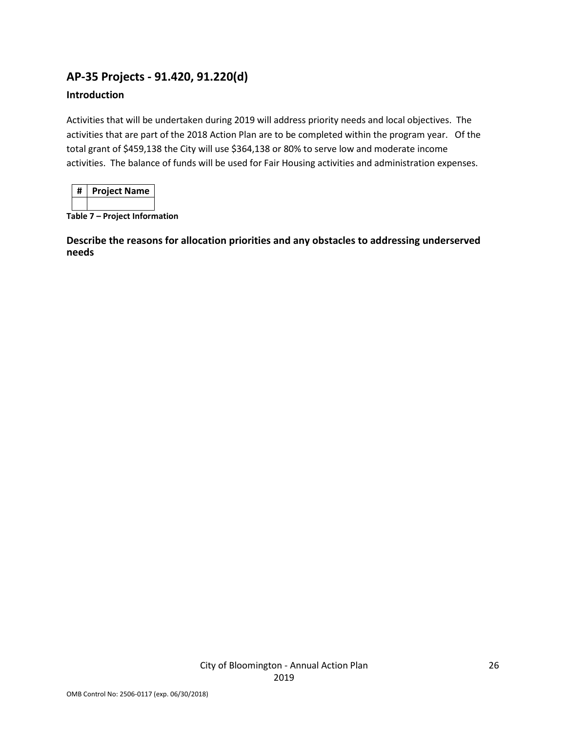## AP-35 Projects - 91.420, 91.220(d)

### Introduction

Activities that will be undertaken during 2019 will address priority needs and local objectives. The activities that are part of the 2018 Action Plan are to be completed within the program year. Of the total grant of $459,138 the City will use $364,138 or 80% to serve low and moderate income activities. The balance of funds will be used for Fair Housing activities and administration expenses.

| # | Project Name |
|---|---|
| | |

**Table 7 – Project Information**

### Describe the reasons for allocation priorities and any obstacles to addressing underserved needs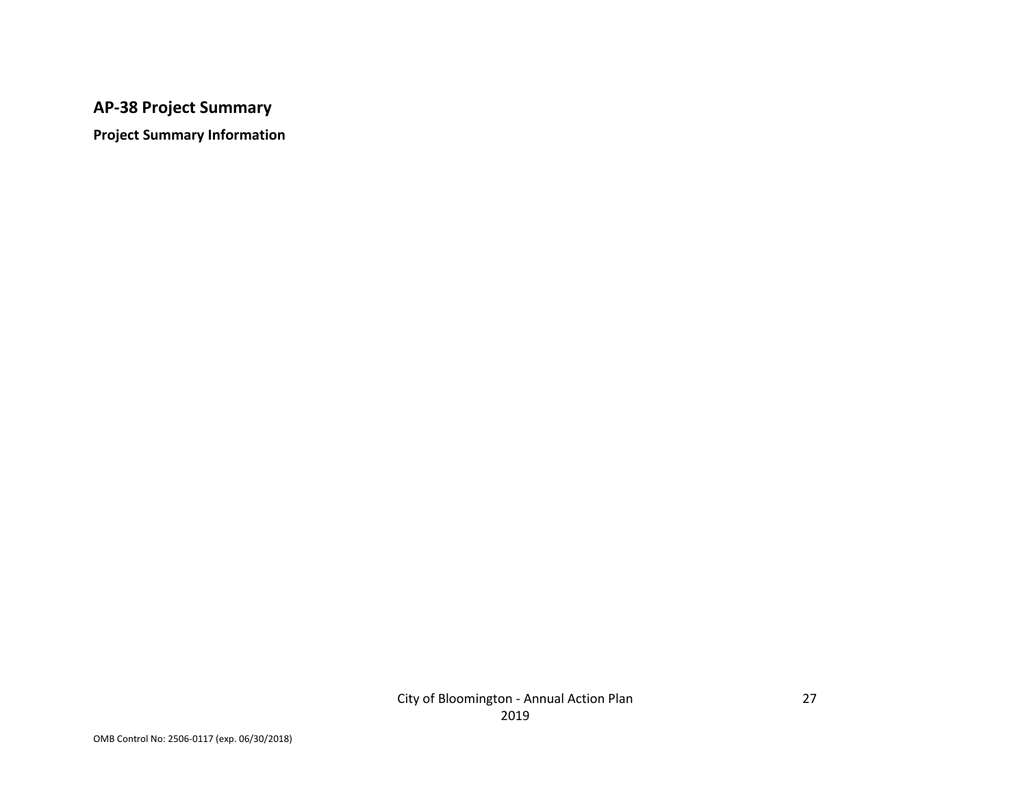## AP-38 Project Summary

**Project Summary Information**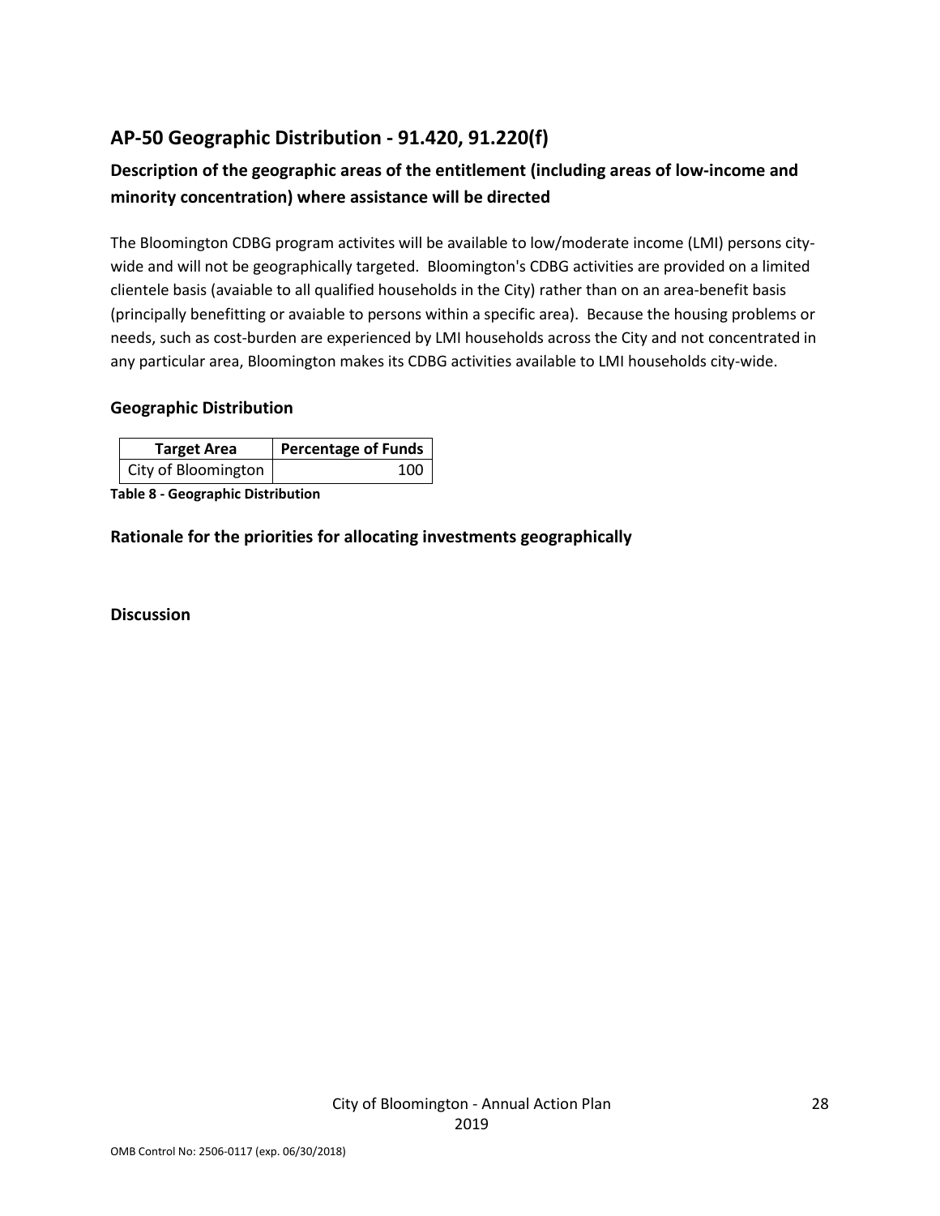## AP-50 Geographic Distribution - 91.420, 91.220(f)

### Description of the geographic areas of the entitlement (including areas of low-income and minority concentration) where assistance will be directed

The Bloomington CDBG program activites will be available to low/moderate income (LMI) persons city-wide and will not be geographically targeted. Bloomington's CDBG activities are provided on a limited clientele basis (avaiable to all qualified households in the City) rather than on an area-benefit basis (principally benefitting or avaiable to persons within a specific area). Because the housing problems or needs, such as cost-burden are experienced by LMI households across the City and not concentrated in any particular area, Bloomington makes its CDBG activities available to LMI households city-wide.

### Geographic Distribution

| Target Area | Percentage of Funds |
|---|---|
| City of Bloomington | 100 |

**Table 8 - Geographic Distribution**

### Rationale for the priorities for allocating investments geographically

### Discussion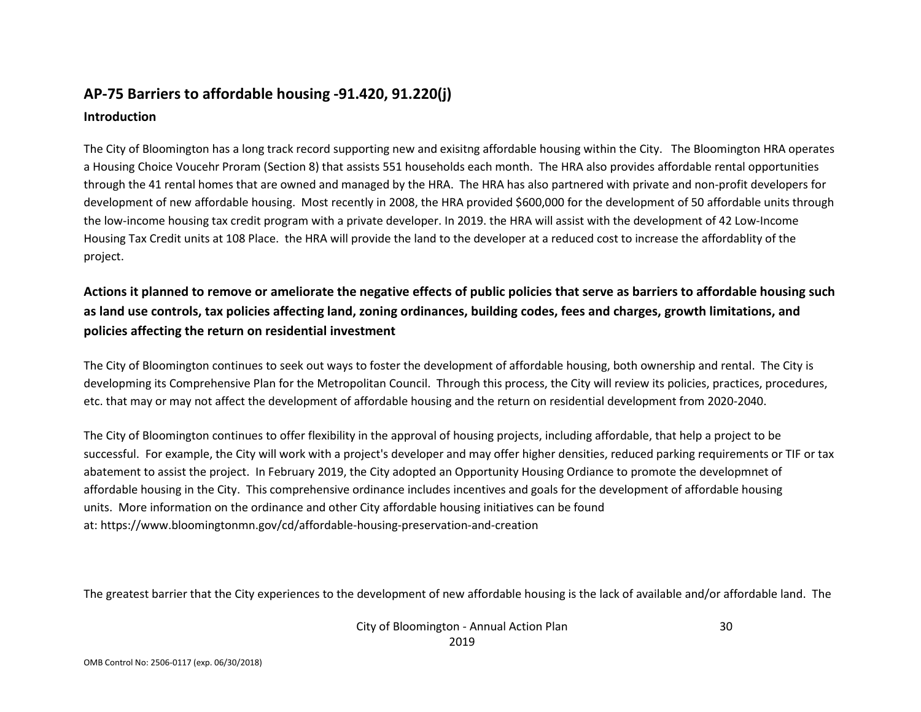## AP-75 Barriers to affordable housing -91.420, 91.220(j)

### Introduction

The City of Bloomington has a long track record supporting new and exisitng affordable housing within the City. The Bloomington HRA operates a Housing Choice Voucehr Proram (Section 8) that assists 551 households each month. The HRA also provides affordable rental opportunities through the 41 rental homes that are owned and managed by the HRA. The HRA has also partnered with private and non-profit developers for development of new affordable housing. Most recently in 2008, the HRA provided $600,000 for the development of 50 affordable units through the low-income housing tax credit program with a private developer. In 2019. the HRA will assist with the development of 42 Low-Income Housing Tax Credit units at 108 Place. the HRA will provide the land to the developer at a reduced cost to increase the affordablity of the project.

### Actions it planned to remove or ameliorate the negative effects of public policies that serve as barriers to affordable housing such as land use controls, tax policies affecting land, zoning ordinances, building codes, fees and charges, growth limitations, and policies affecting the return on residential investment

The City of Bloomington continues to seek out ways to foster the development of affordable housing, both ownership and rental. The City is developming its Comprehensive Plan for the Metropolitan Council. Through this process, the City will review its policies, practices, procedures, etc. that may or may not affect the development of affordable housing and the return on residential development from 2020-2040.

The City of Bloomington continues to offer flexibility in the approval of housing projects, including affordable, that help a project to be successful. For example, the City will work with a project's developer and may offer higher densities, reduced parking requirements or TIF or tax abatement to assist the project. In February 2019, the City adopted an Opportunity Housing Ordiance to promote the developmnet of affordable housing in the City. This comprehensive ordinance includes incentives and goals for the development of affordable housing units. More information on the ordinance and other City affordable housing initiatives can be found at: https://www.bloomingtonmn.gov/cd/affordable-housing-preservation-and-creation

The greatest barrier that the City experiences to the development of new affordable housing is the lack of available and/or affordable land. The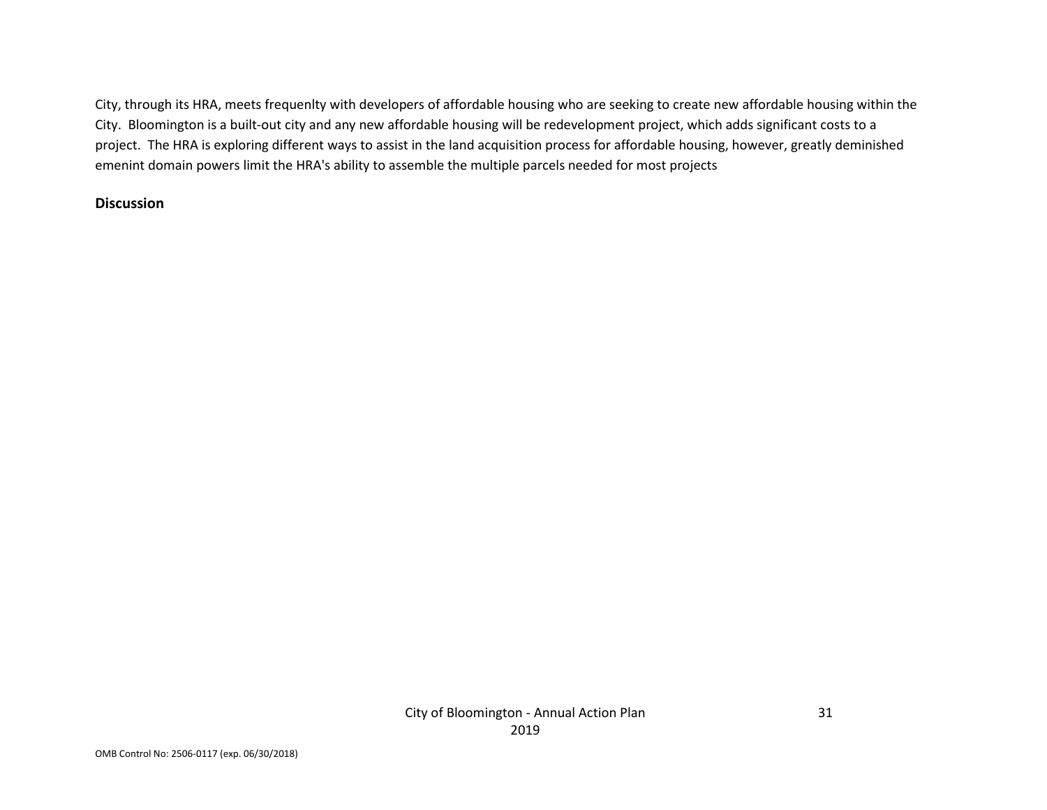City, through its HRA, meets frequenlty with developers of affordable housing who are seeking to create new affordable housing within the City. Bloomington is a built-out city and any new affordable housing will be redevelopment project, which adds significant costs to a project. The HRA is exploring different ways to assist in the land acquisition process for affordable housing, however, greatly deminished emenint domain powers limit the HRA's ability to assemble the multiple parcels needed for most projects

**Discussion**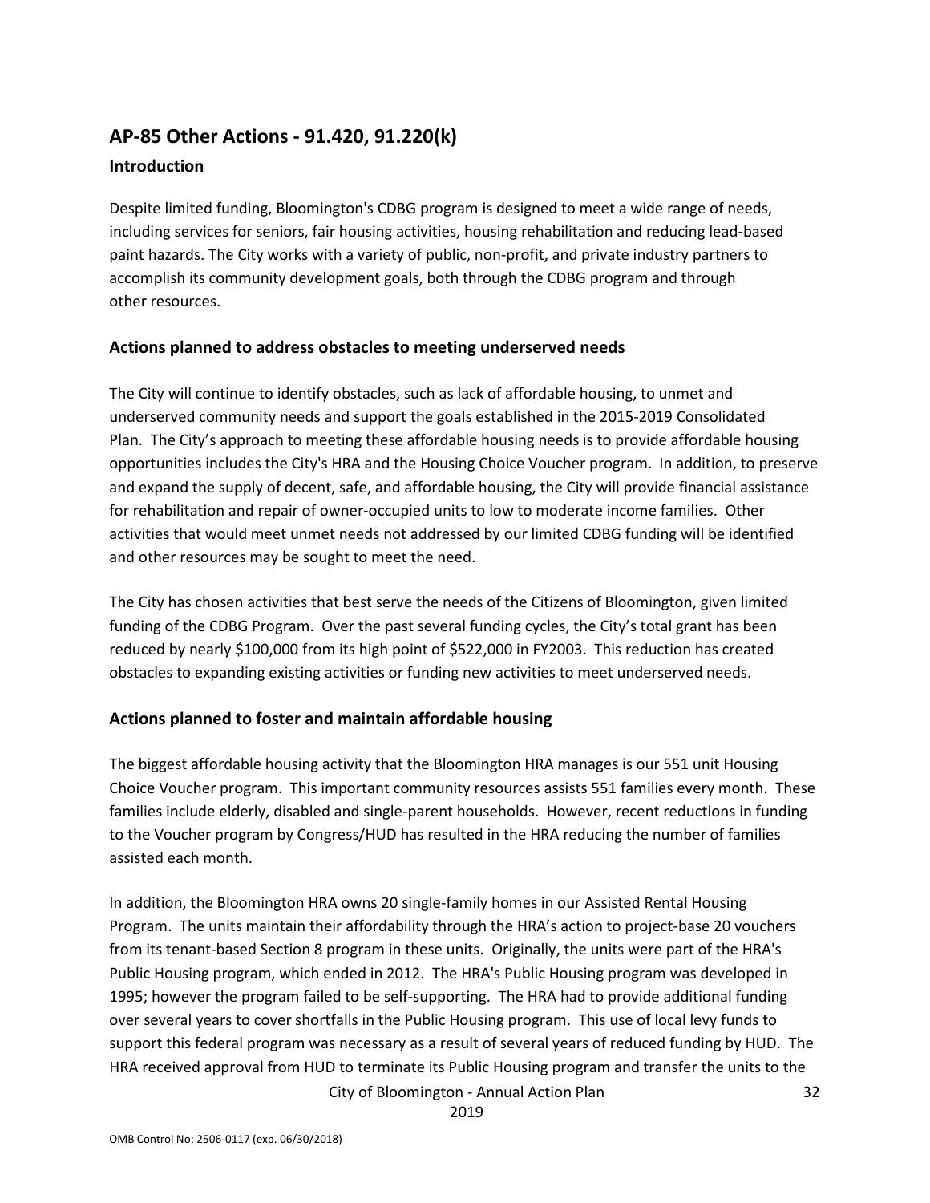## AP-85 Other Actions - 91.420, 91.220(k)

### Introduction

Despite limited funding, Bloomington's CDBG program is designed to meet a wide range of needs, including services for seniors, fair housing activities, housing rehabilitation and reducing lead-based paint hazards. The City works with a variety of public, non-profit, and private industry partners to accomplish its community development goals, both through the CDBG program and through other resources.

### Actions planned to address obstacles to meeting underserved needs

The City will continue to identify obstacles, such as lack of affordable housing, to unmet and underserved community needs and support the goals established in the 2015-2019 Consolidated Plan. The City's approach to meeting these affordable housing needs is to provide affordable housing opportunities includes the City's HRA and the Housing Choice Voucher program. In addition, to preserve and expand the supply of decent, safe, and affordable housing, the City will provide financial assistance for rehabilitation and repair of owner-occupied units to low to moderate income families. Other activities that would meet unmet needs not addressed by our limited CDBG funding will be identified and other resources may be sought to meet the need.

The City has chosen activities that best serve the needs of the Citizens of Bloomington, given limited funding of the CDBG Program. Over the past several funding cycles, the City's total grant has been reduced by nearly $100,000 from its high point of $522,000 in FY2003. This reduction has created obstacles to expanding existing activities or funding new activities to meet underserved needs.

### Actions planned to foster and maintain affordable housing

The biggest affordable housing activity that the Bloomington HRA manages is our 551 unit Housing Choice Voucher program. This important community resources assists 551 families every month. These families include elderly, disabled and single-parent households. However, recent reductions in funding to the Voucher program by Congress/HUD has resulted in the HRA reducing the number of families assisted each month.

In addition, the Bloomington HRA owns 20 single-family homes in our Assisted Rental Housing Program. The units maintain their affordability through the HRA's action to project-base 20 vouchers from its tenant-based Section 8 program in these units. Originally, the units were part of the HRA's Public Housing program, which ended in 2012. The HRA's Public Housing program was developed in 1995; however the program failed to be self-supporting. The HRA had to provide additional funding over several years to cover shortfalls in the Public Housing program. This use of local levy funds to support this federal program was necessary as a result of several years of reduced funding by HUD. The HRA received approval from HUD to terminate its Public Housing program and transfer the units to the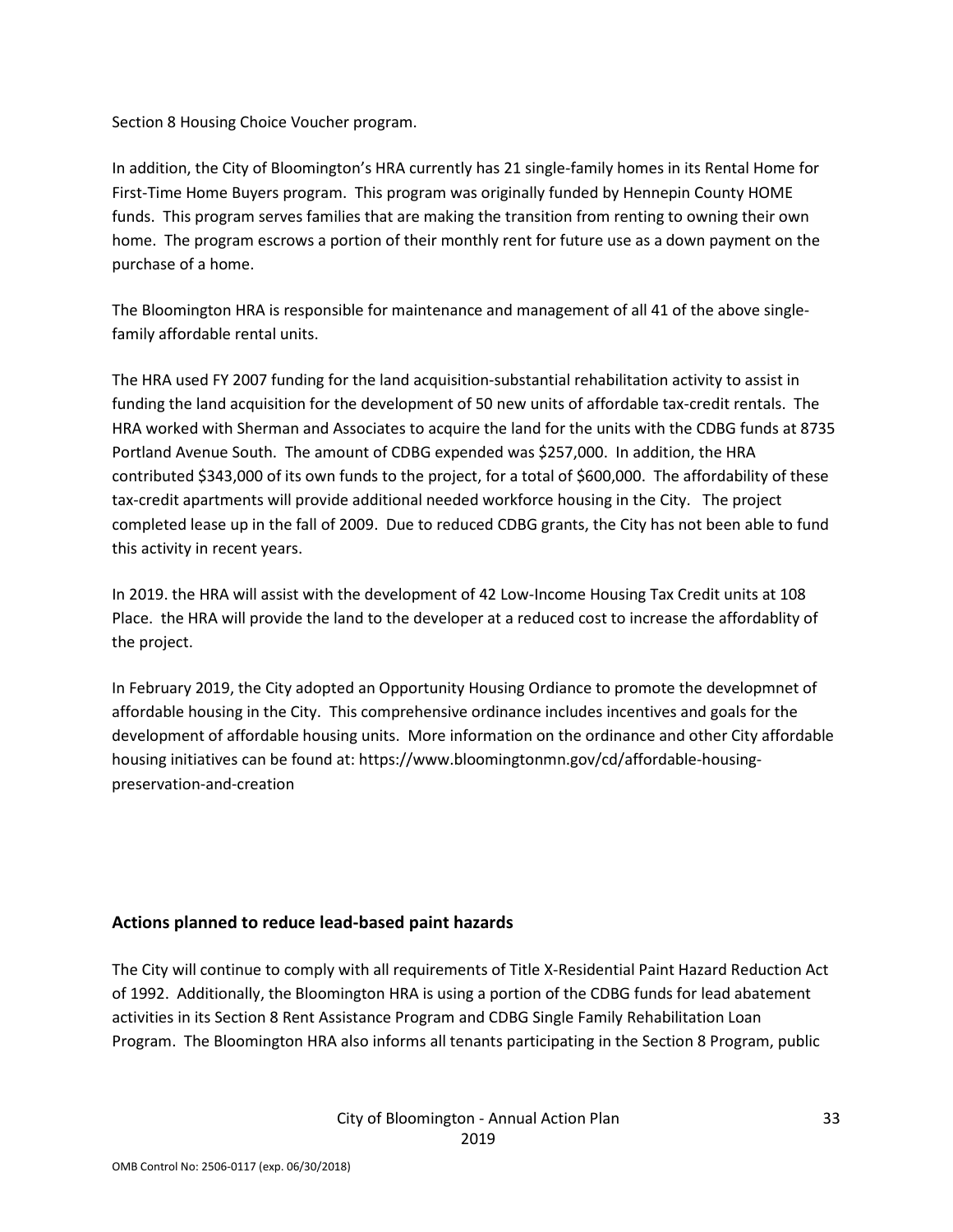Section 8 Housing Choice Voucher program.

In addition, the City of Bloomington's HRA currently has 21 single-family homes in its Rental Home for First-Time Home Buyers program. This program was originally funded by Hennepin County HOME funds. This program serves families that are making the transition from renting to owning their own home. The program escrows a portion of their monthly rent for future use as a down payment on the purchase of a home.

The Bloomington HRA is responsible for maintenance and management of all 41 of the above single-family affordable rental units.

The HRA used FY 2007 funding for the land acquisition-substantial rehabilitation activity to assist in funding the land acquisition for the development of 50 new units of affordable tax-credit rentals. The HRA worked with Sherman and Associates to acquire the land for the units with the CDBG funds at 8735 Portland Avenue South. The amount of CDBG expended was $257,000. In addition, the HRA contributed $343,000 of its own funds to the project, for a total of $600,000. The affordability of these tax-credit apartments will provide additional needed workforce housing in the City. The project completed lease up in the fall of 2009. Due to reduced CDBG grants, the City has not been able to fund this activity in recent years.

In 2019. the HRA will assist with the development of 42 Low-Income Housing Tax Credit units at 108 Place. the HRA will provide the land to the developer at a reduced cost to increase the affordablity of the project.

In February 2019, the City adopted an Opportunity Housing Ordiance to promote the developmnet of affordable housing in the City. This comprehensive ordinance includes incentives and goals for the development of affordable housing units. More information on the ordinance and other City affordable housing initiatives can be found at: https://www.bloomingtonmn.gov/cd/affordable-housing-preservation-and-creation

## Actions planned to reduce lead-based paint hazards

The City will continue to comply with all requirements of Title X-Residential Paint Hazard Reduction Act of 1992. Additionally, the Bloomington HRA is using a portion of the CDBG funds for lead abatement activities in its Section 8 Rent Assistance Program and CDBG Single Family Rehabilitation Loan Program. The Bloomington HRA also informs all tenants participating in the Section 8 Program, public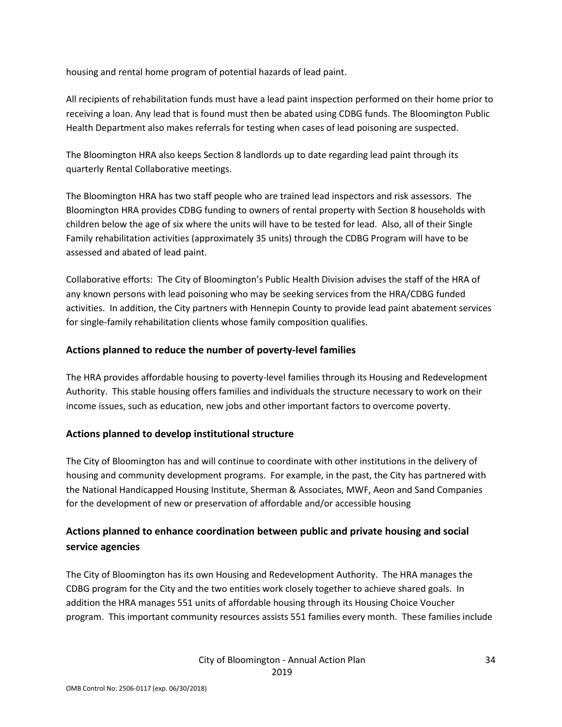housing and rental home program of potential hazards of lead paint.

All recipients of rehabilitation funds must have a lead paint inspection performed on their home prior to receiving a loan. Any lead that is found must then be abated using CDBG funds. The Bloomington Public Health Department also makes referrals for testing when cases of lead poisoning are suspected.

The Bloomington HRA also keeps Section 8 landlords up to date regarding lead paint through its quarterly Rental Collaborative meetings.

The Bloomington HRA has two staff people who are trained lead inspectors and risk assessors. The Bloomington HRA provides CDBG funding to owners of rental property with Section 8 households with children below the age of six where the units will have to be tested for lead. Also, all of their Single Family rehabilitation activities (approximately 35 units) through the CDBG Program will have to be assessed and abated of lead paint.

Collaborative efforts: The City of Bloomington's Public Health Division advises the staff of the HRA of any known persons with lead poisoning who may be seeking services from the HRA/CDBG funded activities. In addition, the City partners with Hennepin County to provide lead paint abatement services for single-family rehabilitation clients whose family composition qualifies.

### Actions planned to reduce the number of poverty-level families

The HRA provides affordable housing to poverty-level families through its Housing and Redevelopment Authority. This stable housing offers families and individuals the structure necessary to work on their income issues, such as education, new jobs and other important factors to overcome poverty.

### Actions planned to develop institutional structure

The City of Bloomington has and will continue to coordinate with other institutions in the delivery of housing and community development programs. For example, in the past, the City has partnered with the National Handicapped Housing Institute, Sherman & Associates, MWF, Aeon and Sand Companies for the development of new or preservation of affordable and/or accessible housing

### Actions planned to enhance coordination between public and private housing and social service agencies

The City of Bloomington has its own Housing and Redevelopment Authority. The HRA manages the CDBG program for the City and the two entities work closely together to achieve shared goals. In addition the HRA manages 551 units of affordable housing through its Housing Choice Voucher program. This important community resources assists 551 families every month. These families include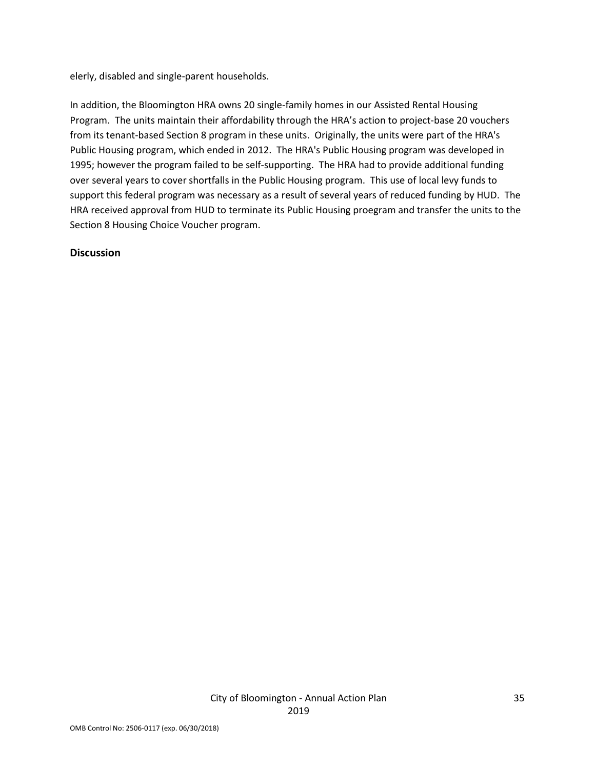elerly, disabled and single-parent households.

In addition, the Bloomington HRA owns 20 single-family homes in our Assisted Rental Housing Program. The units maintain their affordability through the HRA's action to project-base 20 vouchers from its tenant-based Section 8 program in these units. Originally, the units were part of the HRA's Public Housing program, which ended in 2012. The HRA's Public Housing program was developed in 1995; however the program failed to be self-supporting. The HRA had to provide additional funding over several years to cover shortfalls in the Public Housing program. This use of local levy funds to support this federal program was necessary as a result of several years of reduced funding by HUD. The HRA received approval from HUD to terminate its Public Housing proegram and transfer the units to the Section 8 Housing Choice Voucher program.

**Discussion**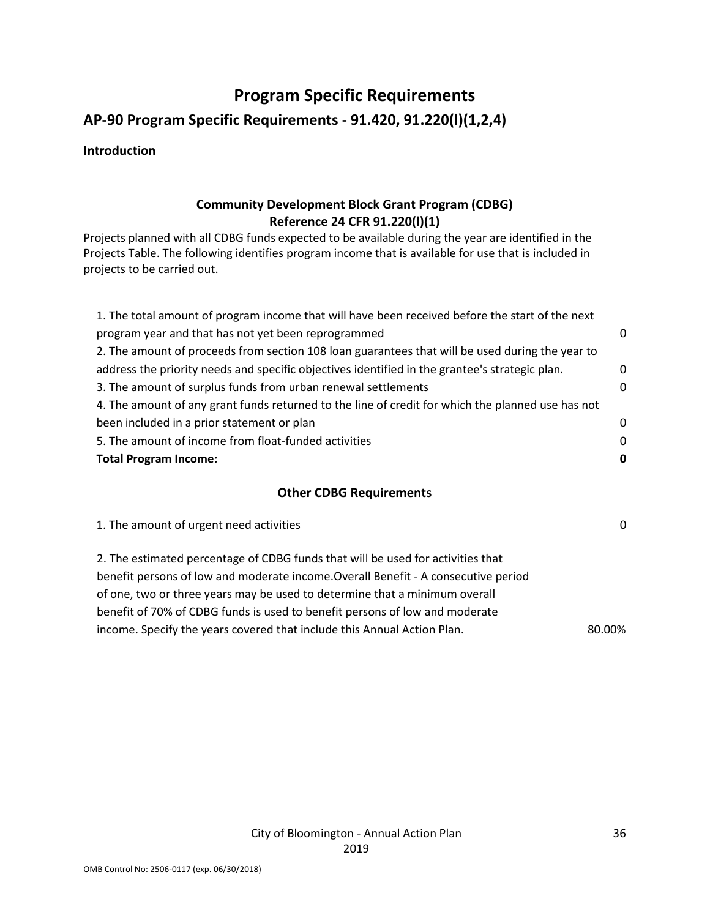# Program Specific Requirements

## AP-90 Program Specific Requirements - 91.420, 91.220(l)(1,2,4)

**Introduction**

### Community Development Block Grant Program (CDBG)
### Reference 24 CFR 91.220(l)(1)

Projects planned with all CDBG funds expected to be available during the year are identified in the Projects Table. The following identifies program income that is available for use that is included in projects to be carried out.

| | |
|---|---|
| 1. The total amount of program income that will have been received before the start of the next program year and that has not yet been reprogrammed | 0 |
| 2. The amount of proceeds from section 108 loan guarantees that will be used during the year to address the priority needs and specific objectives identified in the grantee's strategic plan. | 0 |
| 3. The amount of surplus funds from urban renewal settlements | 0 |
| 4. The amount of any grant funds returned to the line of credit for which the planned use has not been included in a prior statement or plan | 0 |
| 5. The amount of income from float-funded activities | 0 |
| **Total Program Income:** | **0** |

### Other CDBG Requirements

| | |
|---|---|
| 1. The amount of urgent need activities | 0 |
| 2. The estimated percentage of CDBG funds that will be used for activities that benefit persons of low and moderate income.Overall Benefit - A consecutive period of one, two or three years may be used to determine that a minimum overall benefit of 70% of CDBG funds is used to benefit persons of low and moderate income. Specify the years covered that include this Annual Action Plan. | 80.00% |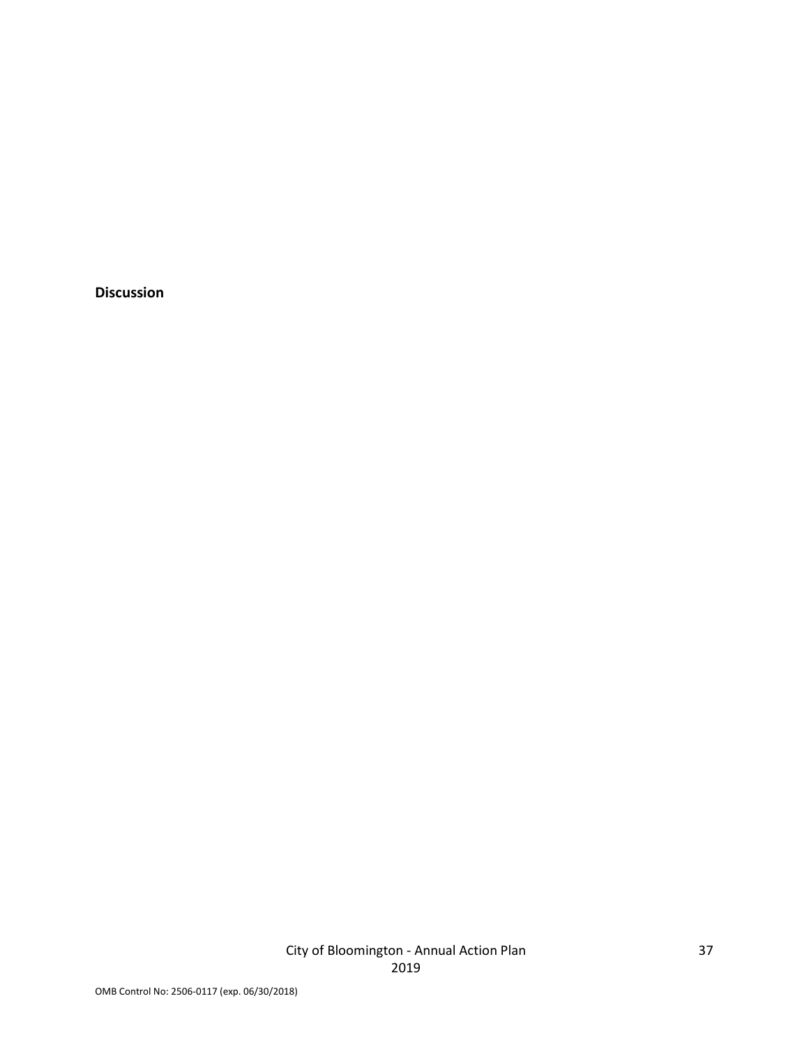**Discussion**